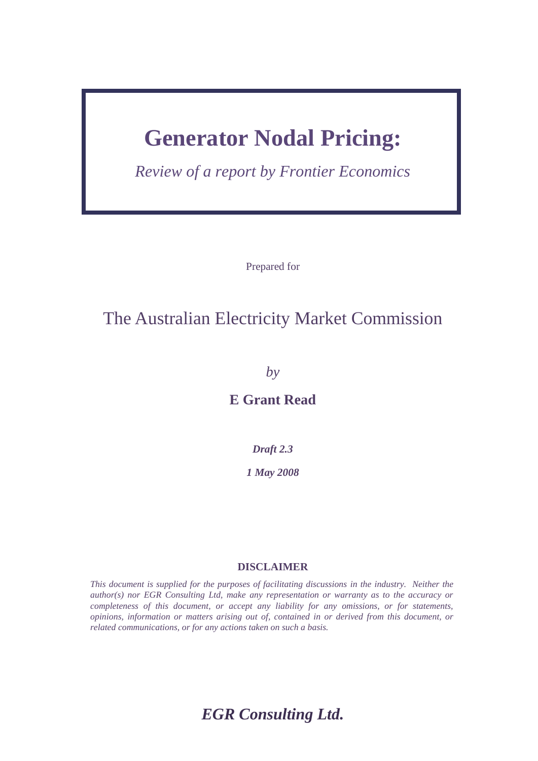# Generator Nodal Pricing:

*Review of a report by Frontier Economics*

Prepared for

## The Australian Electricity Market Commission

*by*

**E Grant Read**

***Draft 2.3***

***1 May 2008***

**DISCLAIMER**

*This document is supplied for the purposes of facilitating discussions in the industry. Neither the author(s) nor EGR Consulting Ltd, make any representation or warranty as to the accuracy or completeness of this document, or accept any liability for any omissions, or for statements, opinions, information or matters arising out of, contained in or derived from this document, or related communications, or for any actions taken on such a basis.*

***EGR Consulting Ltd.***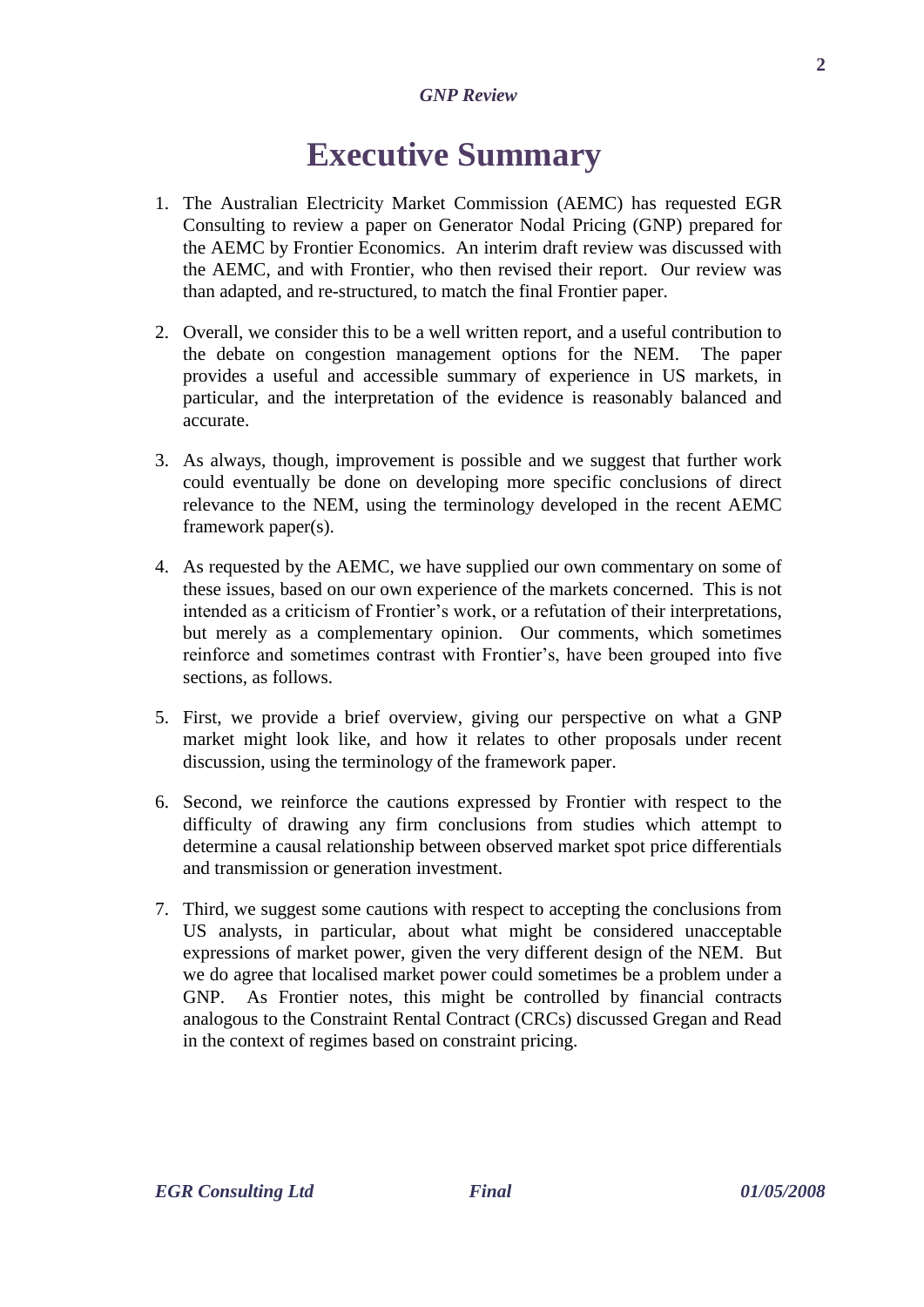# Executive Summary

1. The Australian Electricity Market Commission (AEMC) has requested EGR Consulting to review a paper on Generator Nodal Pricing (GNP) prepared for the AEMC by Frontier Economics. An interim draft review was discussed with the AEMC, and with Frontier, who then revised their report. Our review was than adapted, and re-structured, to match the final Frontier paper.

2. Overall, we consider this to be a well written report, and a useful contribution to the debate on congestion management options for the NEM. The paper provides a useful and accessible summary of experience in US markets, in particular, and the interpretation of the evidence is reasonably balanced and accurate.

3. As always, though, improvement is possible and we suggest that further work could eventually be done on developing more specific conclusions of direct relevance to the NEM, using the terminology developed in the recent AEMC framework paper(s).

4. As requested by the AEMC, we have supplied our own commentary on some of these issues, based on our own experience of the markets concerned. This is not intended as a criticism of Frontier's work, or a refutation of their interpretations, but merely as a complementary opinion. Our comments, which sometimes reinforce and sometimes contrast with Frontier's, have been grouped into five sections, as follows.

5. First, we provide a brief overview, giving our perspective on what a GNP market might look like, and how it relates to other proposals under recent discussion, using the terminology of the framework paper.

6. Second, we reinforce the cautions expressed by Frontier with respect to the difficulty of drawing any firm conclusions from studies which attempt to determine a causal relationship between observed market spot price differentials and transmission or generation investment.

7. Third, we suggest some cautions with respect to accepting the conclusions from US analysts, in particular, about what might be considered unacceptable expressions of market power, given the very different design of the NEM. But we do agree that localised market power could sometimes be a problem under a GNP. As Frontier notes, this might be controlled by financial contracts analogous to the Constraint Rental Contract (CRCs) discussed Gregan and Read in the context of regimes based on constraint pricing.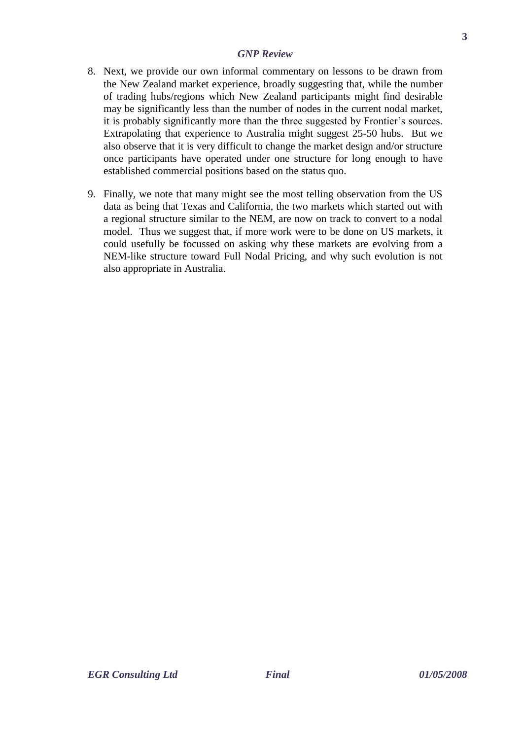8. Next, we provide our own informal commentary on lessons to be drawn from the New Zealand market experience, broadly suggesting that, while the number of trading hubs/regions which New Zealand participants might find desirable may be significantly less than the number of nodes in the current nodal market, it is probably significantly more than the three suggested by Frontier's sources. Extrapolating that experience to Australia might suggest 25-50 hubs. But we also observe that it is very difficult to change the market design and/or structure once participants have operated under one structure for long enough to have established commercial positions based on the status quo.

9. Finally, we note that many might see the most telling observation from the US data as being that Texas and California, the two markets which started out with a regional structure similar to the NEM, are now on track to convert to a nodal model. Thus we suggest that, if more work were to be done on US markets, it could usefully be focussed on asking why these markets are evolving from a NEM-like structure toward Full Nodal Pricing, and why such evolution is not also appropriate in Australia.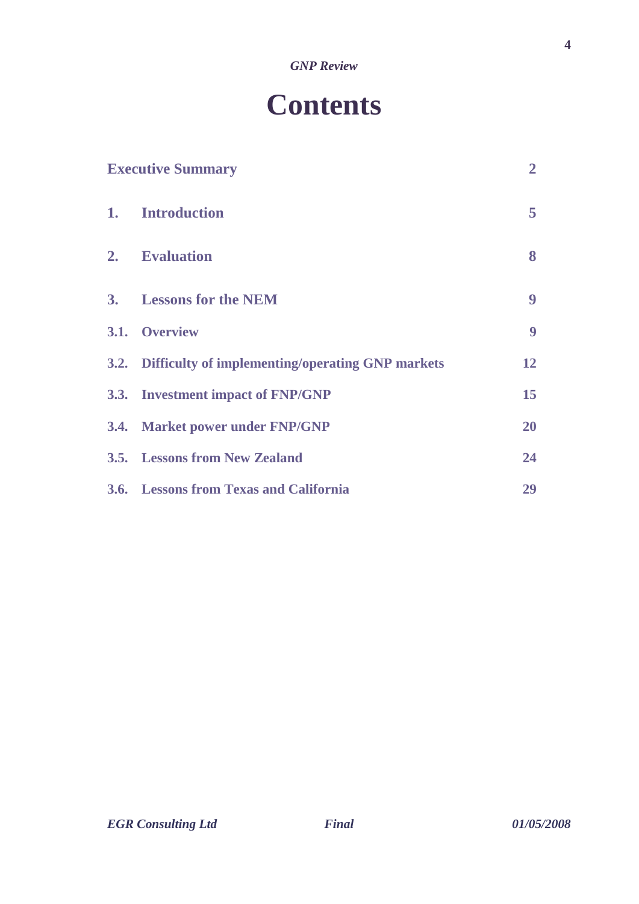# Contents

| | | |
|---|---|---|
| **Executive Summary** | | **2** |
| **1.** | **Introduction** | **5** |
| **2.** | **Evaluation** | **8** |
| **3.** | **Lessons for the NEM** | **9** |
| **3.1.** | **Overview** | **9** |
| **3.2.** | **Difficulty of implementing/operating GNP markets** | **12** |
| **3.3.** | **Investment impact of FNP/GNP** | **15** |
| **3.4.** | **Market power under FNP/GNP** | **20** |
| **3.5.** | **Lessons from New Zealand** | **24** |
| **3.6.** | **Lessons from Texas and California** | **29** |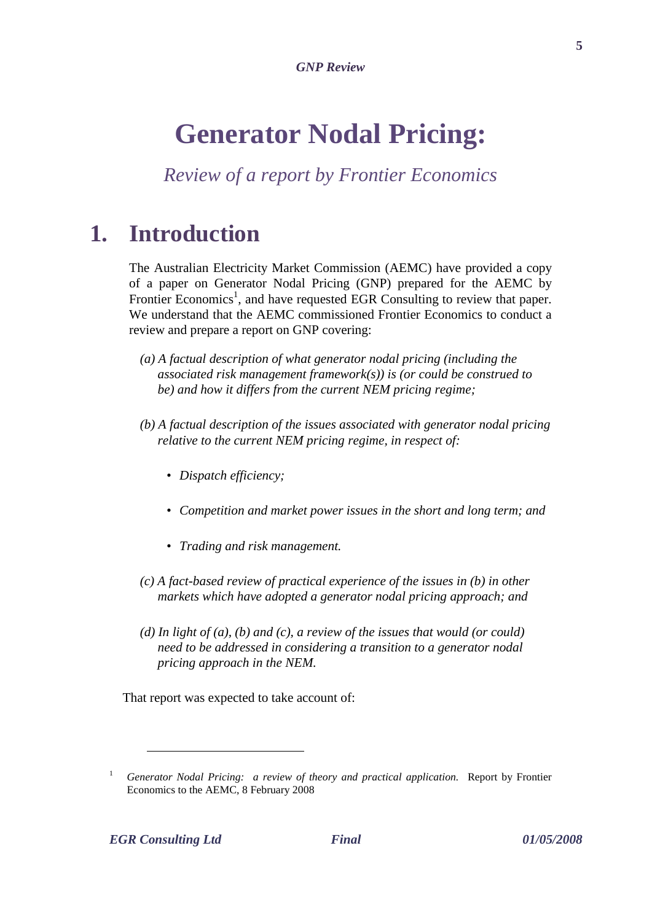# Generator Nodal Pricing:

*Review of a report by Frontier Economics*

## 1. Introduction

The Australian Electricity Market Commission (AEMC) have provided a copy of a paper on Generator Nodal Pricing (GNP) prepared for the AEMC by Frontier Economics[1], and have requested EGR Consulting to review that paper. We understand that the AEMC commissioned Frontier Economics to conduct a review and prepare a report on GNP covering:

*(a) A factual description of what generator nodal pricing (including the associated risk management framework(s)) is (or could be construed to be) and how it differs from the current NEM pricing regime;*

*(b) A factual description of the issues associated with generator nodal pricing relative to the current NEM pricing regime, in respect of:*

- *Dispatch efficiency;*
- *Competition and market power issues in the short and long term; and*
- *Trading and risk management.*

*(c) A fact-based review of practical experience of the issues in (b) in other markets which have adopted a generator nodal pricing approach; and*

*(d) In light of (a), (b) and (c), a review of the issues that would (or could) need to be addressed in considering a transition to a generator nodal pricing approach in the NEM.*

That report was expected to take account of:

---

[1] *Generator Nodal Pricing: a review of theory and practical application.* Report by Frontier Economics to the AEMC, 8 February 2008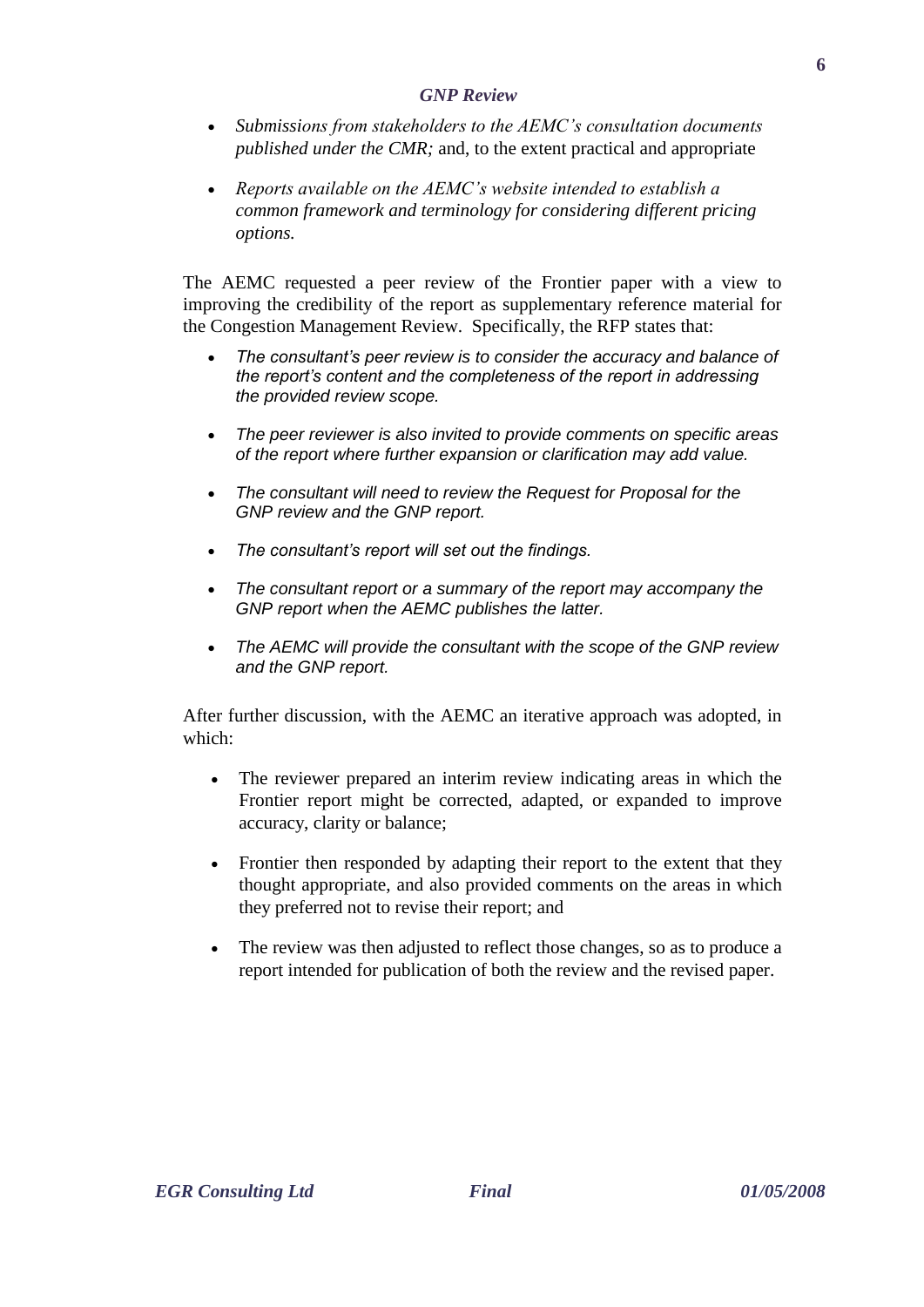- *Submissions from stakeholders to the AEMC's consultation documents published under the CMR;* and, to the extent practical and appropriate

- *Reports available on the AEMC's website intended to establish a common framework and terminology for considering different pricing options.*

The AEMC requested a peer review of the Frontier paper with a view to improving the credibility of the report as supplementary reference material for the Congestion Management Review. Specifically, the RFP states that:

- *The consultant's peer review is to consider the accuracy and balance of the report's content and the completeness of the report in addressing the provided review scope.*

- *The peer reviewer is also invited to provide comments on specific areas of the report where further expansion or clarification may add value.*

- *The consultant will need to review the Request for Proposal for the GNP review and the GNP report.*

- *The consultant's report will set out the findings.*

- *The consultant report or a summary of the report may accompany the GNP report when the AEMC publishes the latter.*

- *The AEMC will provide the consultant with the scope of the GNP review and the GNP report.*

After further discussion, with the AEMC an iterative approach was adopted, in which:

- The reviewer prepared an interim review indicating areas in which the Frontier report might be corrected, adapted, or expanded to improve accuracy, clarity or balance;

- Frontier then responded by adapting their report to the extent that they thought appropriate, and also provided comments on the areas in which they preferred not to revise their report; and

- The review was then adjusted to reflect those changes, so as to produce a report intended for publication of both the review and the revised paper.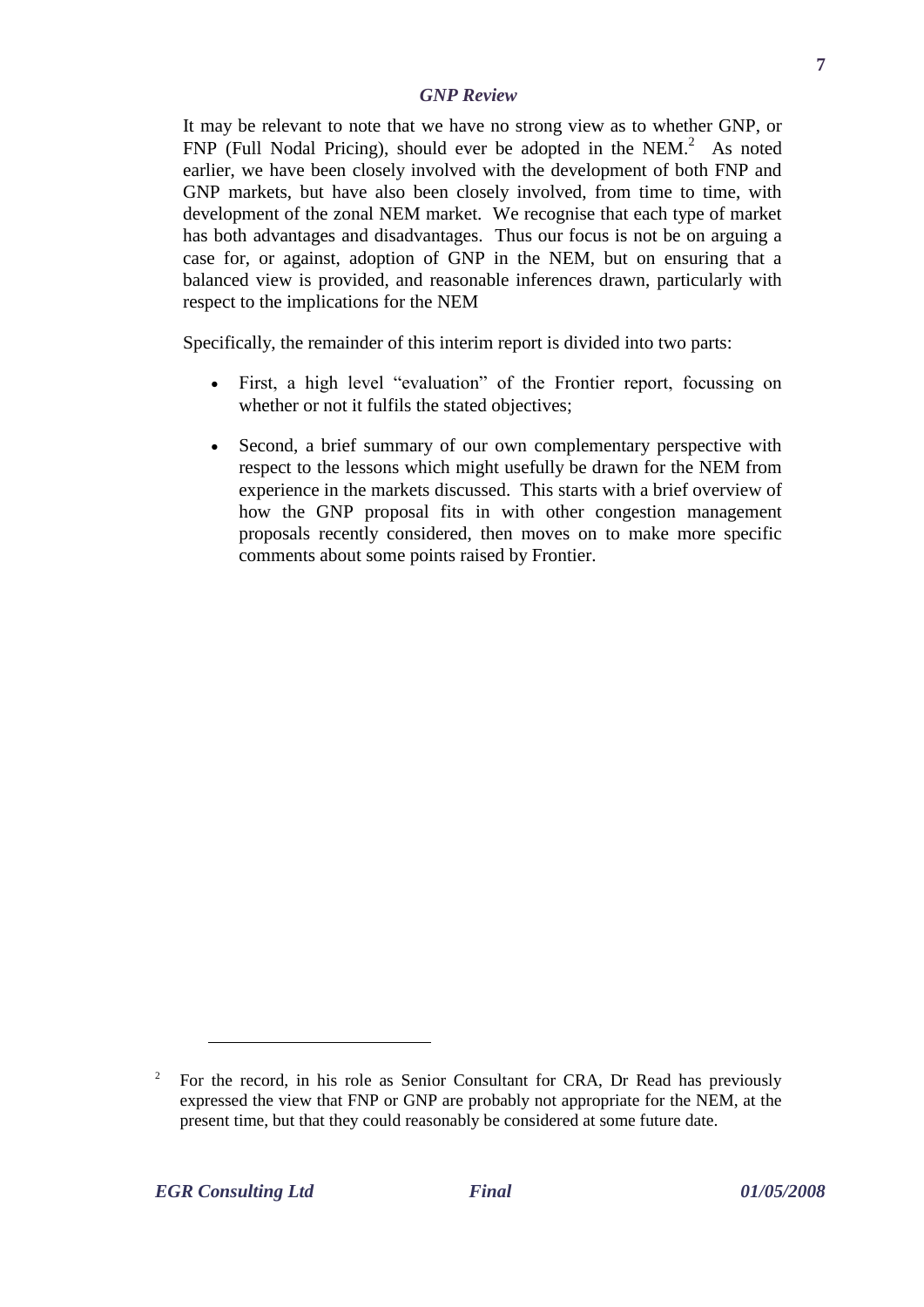It may be relevant to note that we have no strong view as to whether GNP, or FNP (Full Nodal Pricing), should ever be adopted in the NEM.[2] As noted earlier, we have been closely involved with the development of both FNP and GNP markets, but have also been closely involved, from time to time, with development of the zonal NEM market. We recognise that each type of market has both advantages and disadvantages. Thus our focus is not be on arguing a case for, or against, adoption of GNP in the NEM, but on ensuring that a balanced view is provided, and reasonable inferences drawn, particularly with respect to the implications for the NEM

Specifically, the remainder of this interim report is divided into two parts:

- First, a high level "evaluation" of the Frontier report, focussing on whether or not it fulfils the stated objectives;
- Second, a brief summary of our own complementary perspective with respect to the lessons which might usefully be drawn for the NEM from experience in the markets discussed. This starts with a brief overview of how the GNP proposal fits in with other congestion management proposals recently considered, then moves on to make more specific comments about some points raised by Frontier.

---

[2] For the record, in his role as Senior Consultant for CRA, Dr Read has previously expressed the view that FNP or GNP are probably not appropriate for the NEM, at the present time, but that they could reasonably be considered at some future date.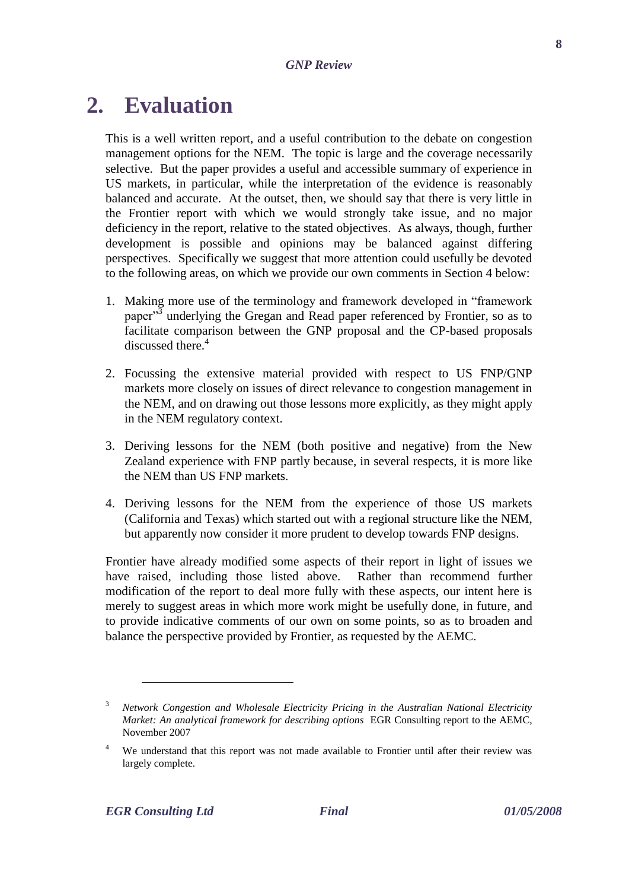# 2. Evaluation

This is a well written report, and a useful contribution to the debate on congestion management options for the NEM. The topic is large and the coverage necessarily selective. But the paper provides a useful and accessible summary of experience in US markets, in particular, while the interpretation of the evidence is reasonably balanced and accurate. At the outset, then, we should say that there is very little in the Frontier report with which we would strongly take issue, and no major deficiency in the report, relative to the stated objectives. As always, though, further development is possible and opinions may be balanced against differing perspectives. Specifically we suggest that more attention could usefully be devoted to the following areas, on which we provide our own comments in Section 4 below:

1. Making more use of the terminology and framework developed in "framework paper"[3] underlying the Gregan and Read paper referenced by Frontier, so as to facilitate comparison between the GNP proposal and the CP-based proposals discussed there.[4]

2. Focussing the extensive material provided with respect to US FNP/GNP markets more closely on issues of direct relevance to congestion management in the NEM, and on drawing out those lessons more explicitly, as they might apply in the NEM regulatory context.

3. Deriving lessons for the NEM (both positive and negative) from the New Zealand experience with FNP partly because, in several respects, it is more like the NEM than US FNP markets.

4. Deriving lessons for the NEM from the experience of those US markets (California and Texas) which started out with a regional structure like the NEM, but apparently now consider it more prudent to develop towards FNP designs.

Frontier have already modified some aspects of their report in light of issues we have raised, including those listed above. Rather than recommend further modification of the report to deal more fully with these aspects, our intent here is merely to suggest areas in which more work might be usefully done, in future, and to provide indicative comments of our own on some points, so as to broaden and balance the perspective provided by Frontier, as requested by the AEMC.

---

[3] *Network Congestion and Wholesale Electricity Pricing in the Australian National Electricity Market: An analytical framework for describing options* EGR Consulting report to the AEMC, November 2007

[4] We understand that this report was not made available to Frontier until after their review was largely complete.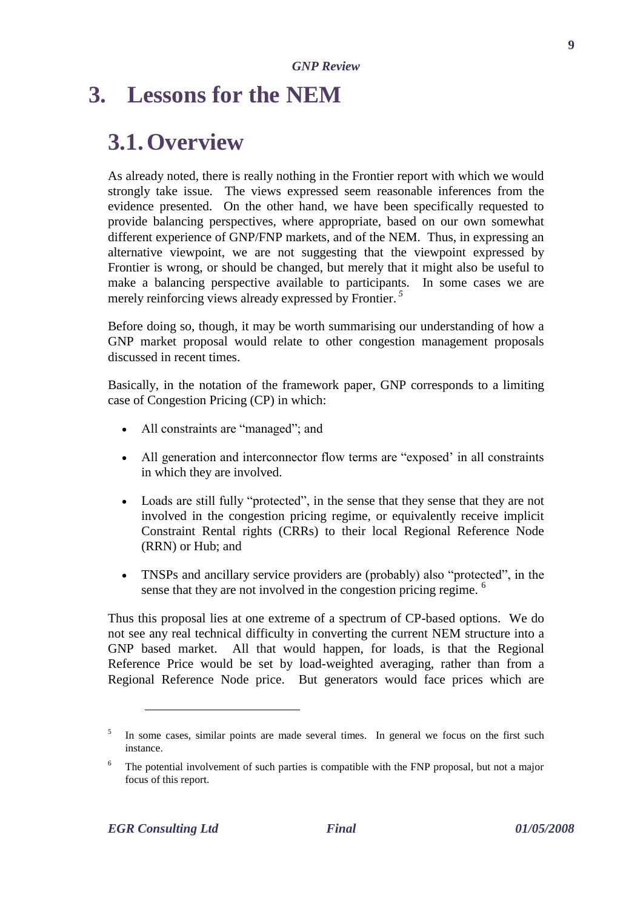# 3. Lessons for the NEM

## 3.1. Overview

As already noted, there is really nothing in the Frontier report with which we would strongly take issue. The views expressed seem reasonable inferences from the evidence presented. On the other hand, we have been specifically requested to provide balancing perspectives, where appropriate, based on our own somewhat different experience of GNP/FNP markets, and of the NEM. Thus, in expressing an alternative viewpoint, we are not suggesting that the viewpoint expressed by Frontier is wrong, or should be changed, but merely that it might also be useful to make a balancing perspective available to participants. In some cases we are merely reinforcing views already expressed by Frontier. [5]

Before doing so, though, it may be worth summarising our understanding of how a GNP market proposal would relate to other congestion management proposals discussed in recent times.

Basically, in the notation of the framework paper, GNP corresponds to a limiting case of Congestion Pricing (CP) in which:

- All constraints are "managed"; and
- All generation and interconnector flow terms are "exposed' in all constraints in which they are involved.
- Loads are still fully "protected", in the sense that they sense that they are not involved in the congestion pricing regime, or equivalently receive implicit Constraint Rental rights (CRRs) to their local Regional Reference Node (RRN) or Hub; and
- TNSPs and ancillary service providers are (probably) also "protected", in the sense that they are not involved in the congestion pricing regime. [6]

Thus this proposal lies at one extreme of a spectrum of CP-based options. We do not see any real technical difficulty in converting the current NEM structure into a GNP based market. All that would happen, for loads, is that the Regional Reference Price would be set by load-weighted averaging, rather than from a Regional Reference Node price. But generators would face prices which are

---

[5] In some cases, similar points are made several times. In general we focus on the first such instance.

[6] The potential involvement of such parties is compatible with the FNP proposal, but not a major focus of this report.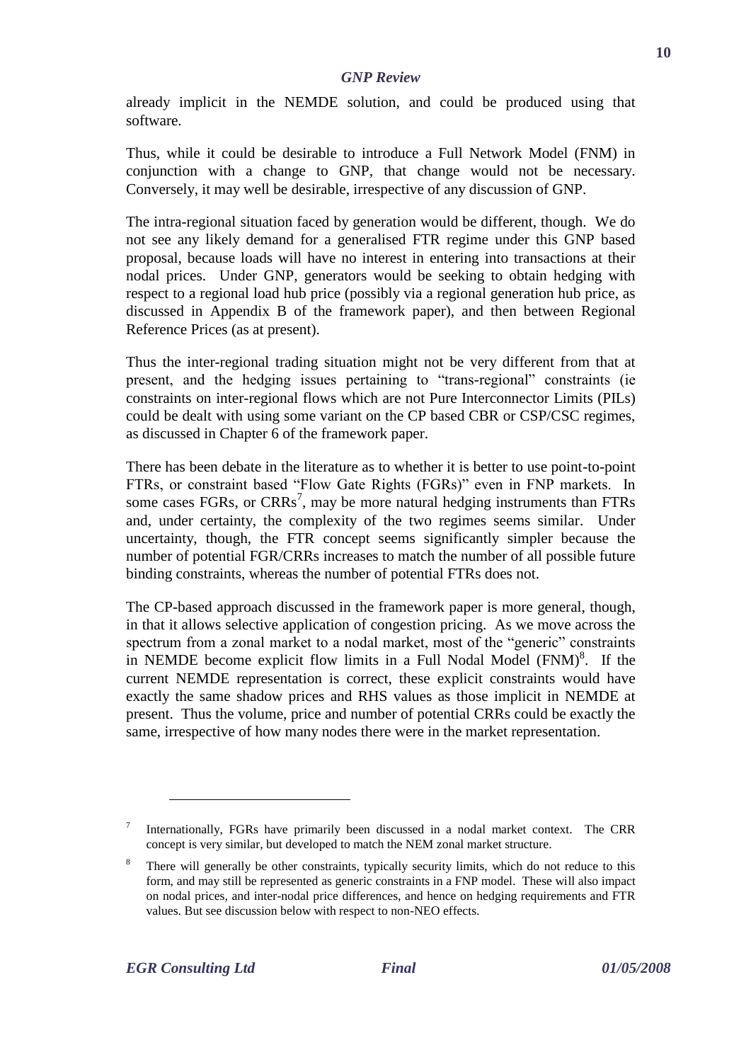already implicit in the NEMDE solution, and could be produced using that software.

Thus, while it could be desirable to introduce a Full Network Model (FNM) in conjunction with a change to GNP, that change would not be necessary. Conversely, it may well be desirable, irrespective of any discussion of GNP.

The intra-regional situation faced by generation would be different, though. We do not see any likely demand for a generalised FTR regime under this GNP based proposal, because loads will have no interest in entering into transactions at their nodal prices. Under GNP, generators would be seeking to obtain hedging with respect to a regional load hub price (possibly via a regional generation hub price, as discussed in Appendix B of the framework paper), and then between Regional Reference Prices (as at present).

Thus the inter-regional trading situation might not be very different from that at present, and the hedging issues pertaining to "trans-regional" constraints (ie constraints on inter-regional flows which are not Pure Interconnector Limits (PILs) could be dealt with using some variant on the CP based CBR or CSP/CSC regimes, as discussed in Chapter 6 of the framework paper.

There has been debate in the literature as to whether it is better to use point-to-point FTRs, or constraint based "Flow Gate Rights (FGRs)" even in FNP markets. In some cases FGRs, or CRRs[7], may be more natural hedging instruments than FTRs and, under certainty, the complexity of the two regimes seems similar. Under uncertainty, though, the FTR concept seems significantly simpler because the number of potential FGR/CRRs increases to match the number of all possible future binding constraints, whereas the number of potential FTRs does not.

The CP-based approach discussed in the framework paper is more general, though, in that it allows selective application of congestion pricing. As we move across the spectrum from a zonal market to a nodal market, most of the "generic" constraints in NEMDE become explicit flow limits in a Full Nodal Model (FNM)[8]. If the current NEMDE representation is correct, these explicit constraints would have exactly the same shadow prices and RHS values as those implicit in NEMDE at present. Thus the volume, price and number of potential CRRs could be exactly the same, irrespective of how many nodes there were in the market representation.

---

[7] Internationally, FGRs have primarily been discussed in a nodal market context. The CRR concept is very similar, but developed to match the NEM zonal market structure.

[8] There will generally be other constraints, typically security limits, which do not reduce to this form, and may still be represented as generic constraints in a FNP model. These will also impact on nodal prices, and inter-nodal price differences, and hence on hedging requirements and FTR values. But see discussion below with respect to non-NEO effects.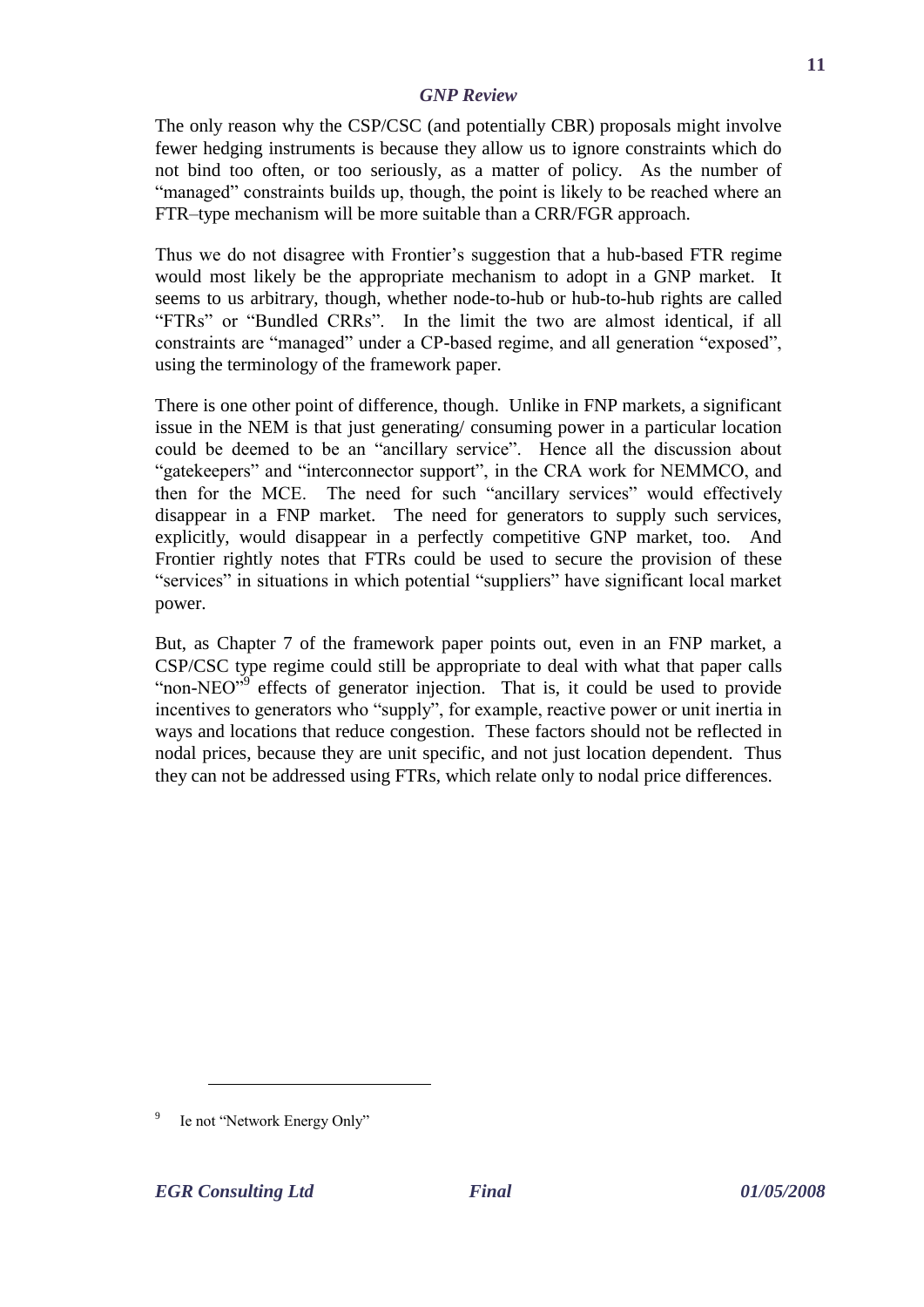The only reason why the CSP/CSC (and potentially CBR) proposals might involve fewer hedging instruments is because they allow us to ignore constraints which do not bind too often, or too seriously, as a matter of policy. As the number of "managed" constraints builds up, though, the point is likely to be reached where an FTR–type mechanism will be more suitable than a CRR/FGR approach.

Thus we do not disagree with Frontier's suggestion that a hub-based FTR regime would most likely be the appropriate mechanism to adopt in a GNP market. It seems to us arbitrary, though, whether node-to-hub or hub-to-hub rights are called "FTRs" or "Bundled CRRs". In the limit the two are almost identical, if all constraints are "managed" under a CP-based regime, and all generation "exposed", using the terminology of the framework paper.

There is one other point of difference, though. Unlike in FNP markets, a significant issue in the NEM is that just generating/ consuming power in a particular location could be deemed to be an "ancillary service". Hence all the discussion about "gatekeepers" and "interconnector support", in the CRA work for NEMMCO, and then for the MCE. The need for such "ancillary services" would effectively disappear in a FNP market. The need for generators to supply such services, explicitly, would disappear in a perfectly competitive GNP market, too. And Frontier rightly notes that FTRs could be used to secure the provision of these "services" in situations in which potential "suppliers" have significant local market power.

But, as Chapter 7 of the framework paper points out, even in an FNP market, a CSP/CSC type regime could still be appropriate to deal with what that paper calls "non-NEO"[9] effects of generator injection. That is, it could be used to provide incentives to generators who "supply", for example, reactive power or unit inertia in ways and locations that reduce congestion. These factors should not be reflected in nodal prices, because they are unit specific, and not just location dependent. Thus they can not be addressed using FTRs, which relate only to nodal price differences.

---

[9] Ie not "Network Energy Only"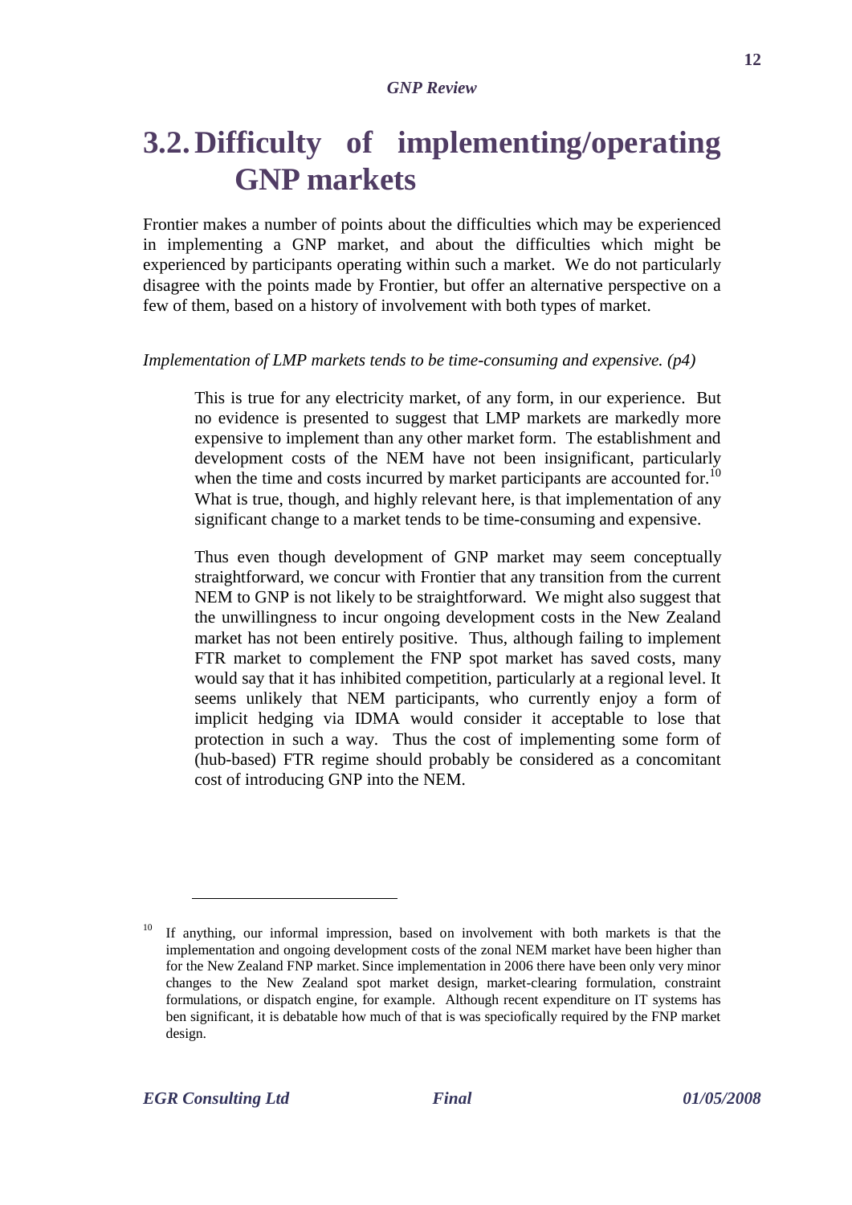## 3.2. Difficulty of implementing/operating GNP markets

Frontier makes a number of points about the difficulties which may be experienced in implementing a GNP market, and about the difficulties which might be experienced by participants operating within such a market. We do not particularly disagree with the points made by Frontier, but offer an alternative perspective on a few of them, based on a history of involvement with both types of market.

*Implementation of LMP markets tends to be time-consuming and expensive. (p4)*

> This is true for any electricity market, of any form, in our experience. But no evidence is presented to suggest that LMP markets are markedly more expensive to implement than any other market form. The establishment and development costs of the NEM have not been insignificant, particularly when the time and costs incurred by market participants are accounted for.[10] What is true, though, and highly relevant here, is that implementation of any significant change to a market tends to be time-consuming and expensive.
>
> Thus even though development of GNP market may seem conceptually straightforward, we concur with Frontier that any transition from the current NEM to GNP is not likely to be straightforward. We might also suggest that the unwillingness to incur ongoing development costs in the New Zealand market has not been entirely positive. Thus, although failing to implement FTR market to complement the FNP spot market has saved costs, many would say that it has inhibited competition, particularly at a regional level. It seems unlikely that NEM participants, who currently enjoy a form of implicit hedging via IDMA would consider it acceptable to lose that protection in such a way. Thus the cost of implementing some form of (hub-based) FTR regime should probably be considered as a concomitant cost of introducing GNP into the NEM.

---

[10] If anything, our informal impression, based on involvement with both markets is that the implementation and ongoing development costs of the zonal NEM market have been higher than for the New Zealand FNP market. Since implementation in 2006 there have been only very minor changes to the New Zealand spot market design, market-clearing formulation, constraint formulations, or dispatch engine, for example. Although recent expenditure on IT systems has ben significant, it is debatable how much of that is was speciofically required by the FNP market design.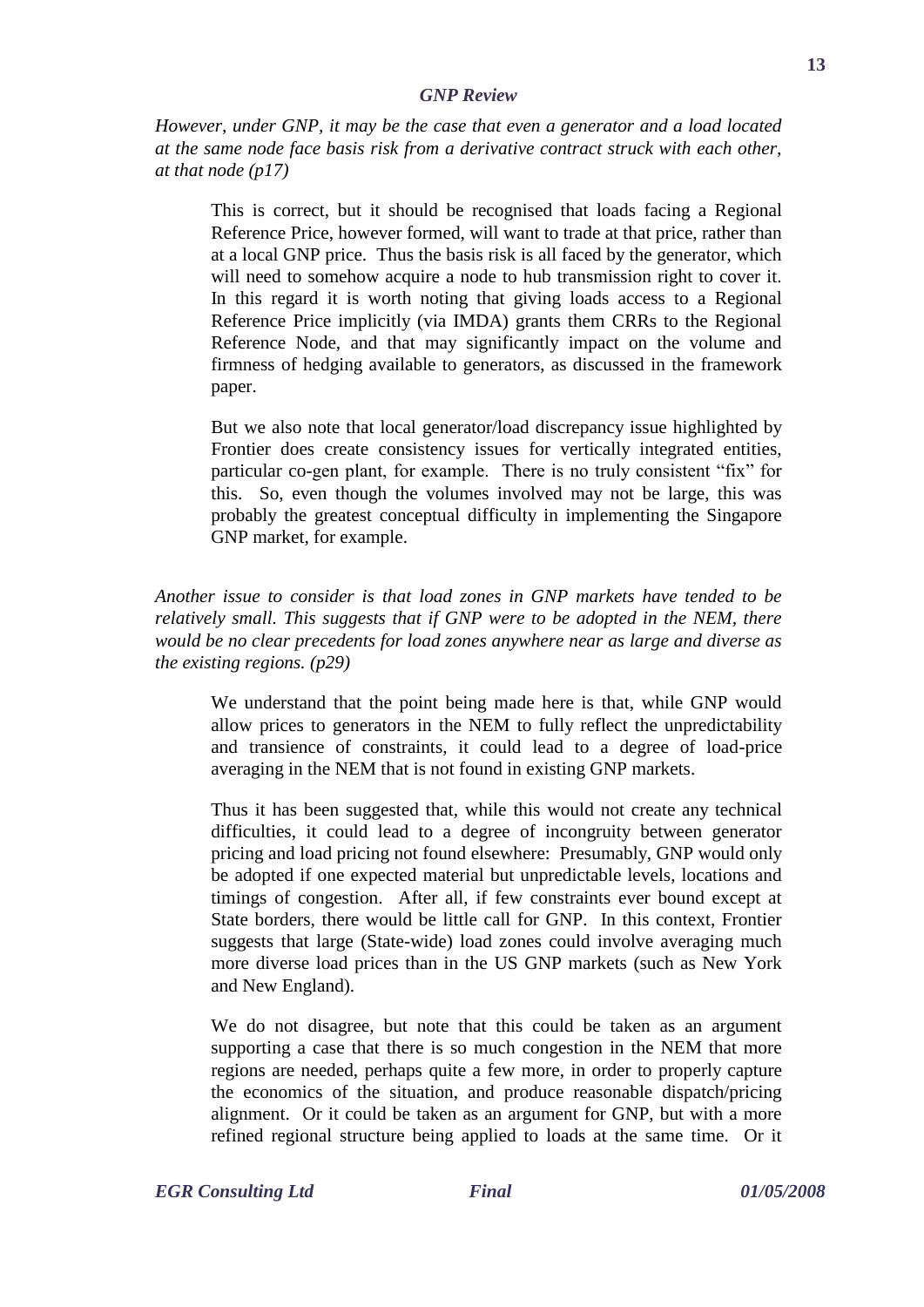*However, under GNP, it may be the case that even a generator and a load located at the same node face basis risk from a derivative contract struck with each other, at that node (p17)*

> This is correct, but it should be recognised that loads facing a Regional Reference Price, however formed, will want to trade at that price, rather than at a local GNP price. Thus the basis risk is all faced by the generator, which will need to somehow acquire a node to hub transmission right to cover it. In this regard it is worth noting that giving loads access to a Regional Reference Price implicitly (via IMDA) grants them CRRs to the Regional Reference Node, and that may significantly impact on the volume and firmness of hedging available to generators, as discussed in the framework paper.
>
> But we also note that local generator/load discrepancy issue highlighted by Frontier does create consistency issues for vertically integrated entities, particular co-gen plant, for example. There is no truly consistent "fix" for this. So, even though the volumes involved may not be large, this was probably the greatest conceptual difficulty in implementing the Singapore GNP market, for example.

*Another issue to consider is that load zones in GNP markets have tended to be relatively small. This suggests that if GNP were to be adopted in the NEM, there would be no clear precedents for load zones anywhere near as large and diverse as the existing regions. (p29)*

> We understand that the point being made here is that, while GNP would allow prices to generators in the NEM to fully reflect the unpredictability and transience of constraints, it could lead to a degree of load-price averaging in the NEM that is not found in existing GNP markets.
>
> Thus it has been suggested that, while this would not create any technical difficulties, it could lead to a degree of incongruity between generator pricing and load pricing not found elsewhere: Presumably, GNP would only be adopted if one expected material but unpredictable levels, locations and timings of congestion. After all, if few constraints ever bound except at State borders, there would be little call for GNP. In this context, Frontier suggests that large (State-wide) load zones could involve averaging much more diverse load prices than in the US GNP markets (such as New York and New England).
>
> We do not disagree, but note that this could be taken as an argument supporting a case that there is so much congestion in the NEM that more regions are needed, perhaps quite a few more, in order to properly capture the economics of the situation, and produce reasonable dispatch/pricing alignment. Or it could be taken as an argument for GNP, but with a more refined regional structure being applied to loads at the same time. Or it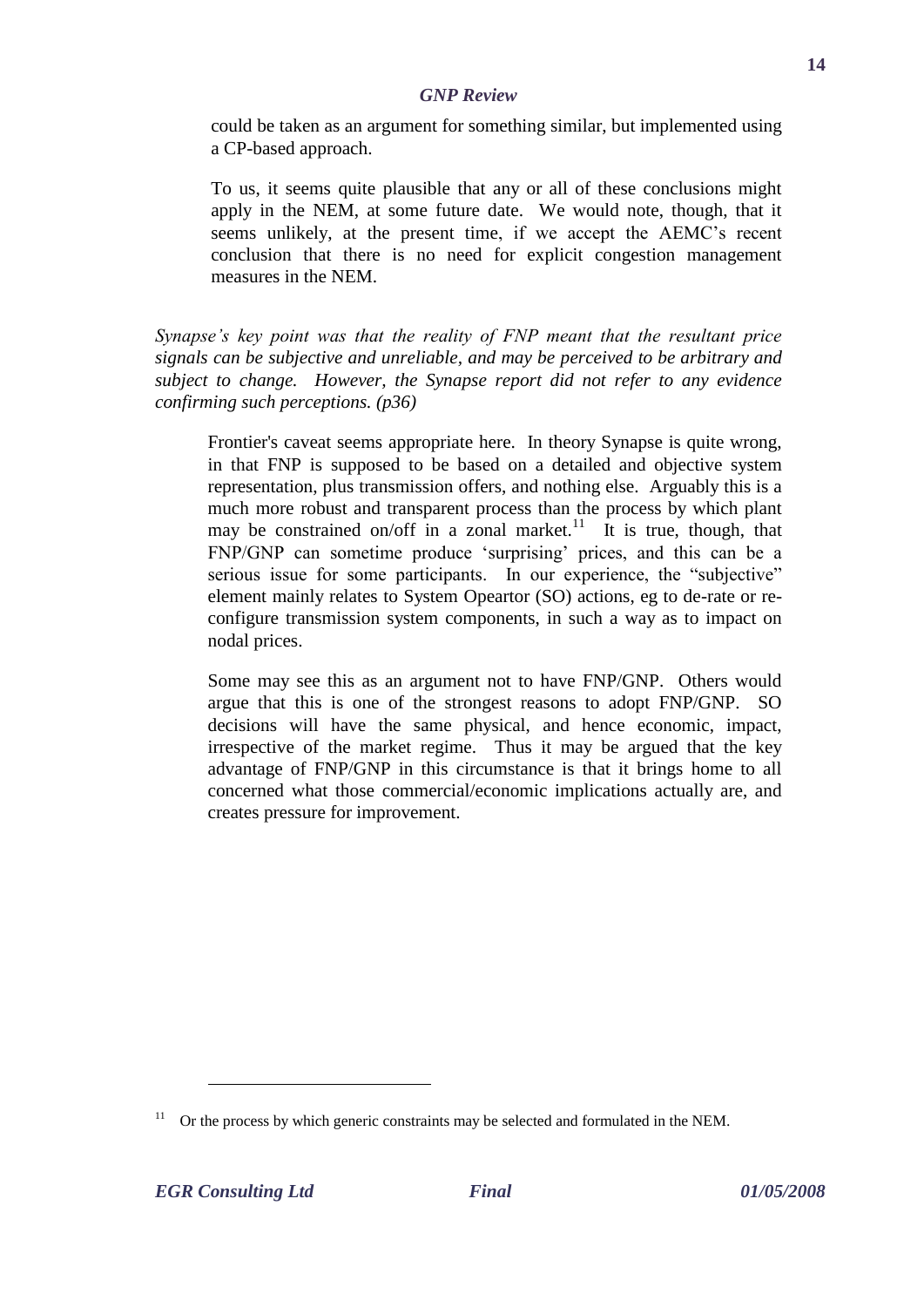could be taken as an argument for something similar, but implemented using a CP-based approach.

To us, it seems quite plausible that any or all of these conclusions might apply in the NEM, at some future date. We would note, though, that it seems unlikely, at the present time, if we accept the AEMC's recent conclusion that there is no need for explicit congestion management measures in the NEM.

*Synapse's key point was that the reality of FNP meant that the resultant price signals can be subjective and unreliable, and may be perceived to be arbitrary and subject to change. However, the Synapse report did not refer to any evidence confirming such perceptions. (p36)*

Frontier's caveat seems appropriate here. In theory Synapse is quite wrong, in that FNP is supposed to be based on a detailed and objective system representation, plus transmission offers, and nothing else. Arguably this is a much more robust and transparent process than the process by which plant may be constrained on/off in a zonal market.[11] It is true, though, that FNP/GNP can sometime produce 'surprising' prices, and this can be a serious issue for some participants. In our experience, the "subjective" element mainly relates to System Opeartor (SO) actions, eg to de-rate or re-configure transmission system components, in such a way as to impact on nodal prices.

Some may see this as an argument not to have FNP/GNP. Others would argue that this is one of the strongest reasons to adopt FNP/GNP. SO decisions will have the same physical, and hence economic, impact, irrespective of the market regime. Thus it may be argued that the key advantage of FNP/GNP in this circumstance is that it brings home to all concerned what those commercial/economic implications actually are, and creates pressure for improvement.

[11] Or the process by which generic constraints may be selected and formulated in the NEM.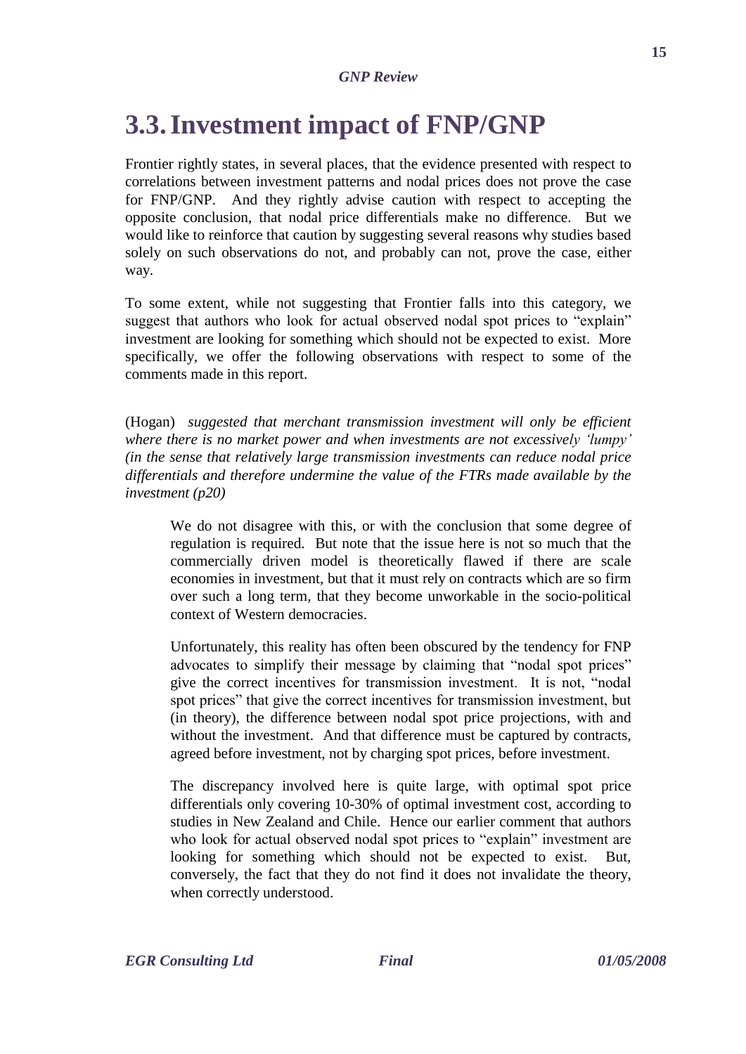# 3.3. Investment impact of FNP/GNP

Frontier rightly states, in several places, that the evidence presented with respect to correlations between investment patterns and nodal prices does not prove the case for FNP/GNP. And they rightly advise caution with respect to accepting the opposite conclusion, that nodal price differentials make no difference. But we would like to reinforce that caution by suggesting several reasons why studies based solely on such observations do not, and probably can not, prove the case, either way.

To some extent, while not suggesting that Frontier falls into this category, we suggest that authors who look for actual observed nodal spot prices to "explain" investment are looking for something which should not be expected to exist. More specifically, we offer the following observations with respect to some of the comments made in this report.

(Hogan) *suggested that merchant transmission investment will only be efficient where there is no market power and when investments are not excessively 'lumpy' (in the sense that relatively large transmission investments can reduce nodal price differentials and therefore undermine the value of the FTRs made available by the investment (p20)*

> We do not disagree with this, or with the conclusion that some degree of regulation is required. But note that the issue here is not so much that the commercially driven model is theoretically flawed if there are scale economies in investment, but that it must rely on contracts which are so firm over such a long term, that they become unworkable in the socio-political context of Western democracies.
>
> Unfortunately, this reality has often been obscured by the tendency for FNP advocates to simplify their message by claiming that "nodal spot prices" give the correct incentives for transmission investment. It is not, "nodal spot prices" that give the correct incentives for transmission investment, but (in theory), the difference between nodal spot price projections, with and without the investment. And that difference must be captured by contracts, agreed before investment, not by charging spot prices, before investment.
>
> The discrepancy involved here is quite large, with optimal spot price differentials only covering 10-30% of optimal investment cost, according to studies in New Zealand and Chile. Hence our earlier comment that authors who look for actual observed nodal spot prices to "explain" investment are looking for something which should not be expected to exist. But, conversely, the fact that they do not find it does not invalidate the theory, when correctly understood.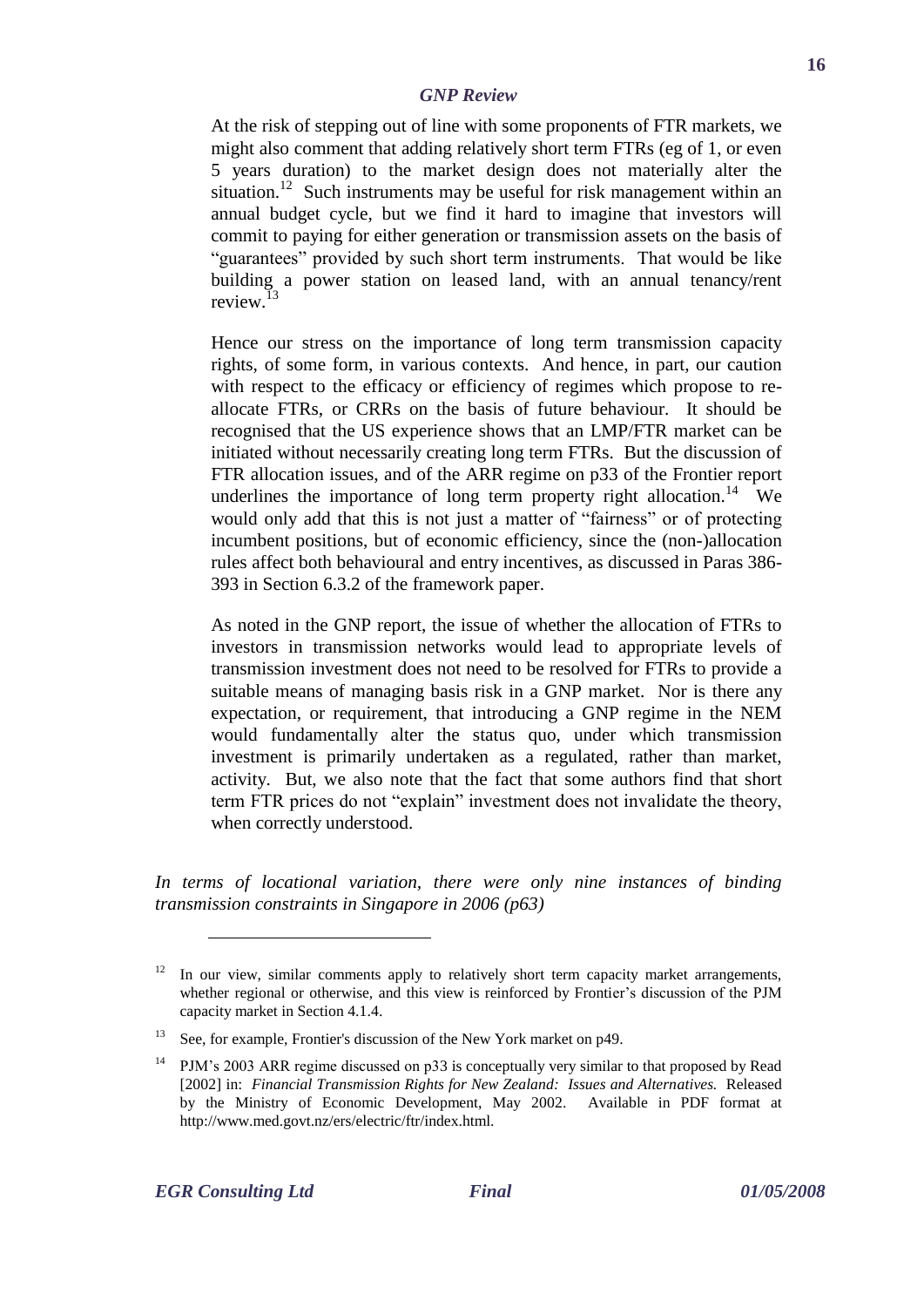At the risk of stepping out of line with some proponents of FTR markets, we might also comment that adding relatively short term FTRs (eg of 1, or even 5 years duration) to the market design does not materially alter the situation.[12] Such instruments may be useful for risk management within an annual budget cycle, but we find it hard to imagine that investors will commit to paying for either generation or transmission assets on the basis of "guarantees" provided by such short term instruments. That would be like building a power station on leased land, with an annual tenancy/rent review.[13]

Hence our stress on the importance of long term transmission capacity rights, of some form, in various contexts. And hence, in part, our caution with respect to the efficacy or efficiency of regimes which propose to re-allocate FTRs, or CRRs on the basis of future behaviour. It should be recognised that the US experience shows that an LMP/FTR market can be initiated without necessarily creating long term FTRs. But the discussion of FTR allocation issues, and of the ARR regime on p33 of the Frontier report underlines the importance of long term property right allocation.[14] We would only add that this is not just a matter of "fairness" or of protecting incumbent positions, but of economic efficiency, since the (non-)allocation rules affect both behavioural and entry incentives, as discussed in Paras 386-393 in Section 6.3.2 of the framework paper.

As noted in the GNP report, the issue of whether the allocation of FTRs to investors in transmission networks would lead to appropriate levels of transmission investment does not need to be resolved for FTRs to provide a suitable means of managing basis risk in a GNP market. Nor is there any expectation, or requirement, that introducing a GNP regime in the NEM would fundamentally alter the status quo, under which transmission investment is primarily undertaken as a regulated, rather than market, activity. But, we also note that the fact that some authors find that short term FTR prices do not "explain" investment does not invalidate the theory, when correctly understood.

*In terms of locational variation, there were only nine instances of binding transmission constraints in Singapore in 2006 (p63)*

---

[12] In our view, similar comments apply to relatively short term capacity market arrangements, whether regional or otherwise, and this view is reinforced by Frontier's discussion of the PJM capacity market in Section 4.1.4.

[13] See, for example, Frontier's discussion of the New York market on p49.

[14] PJM's 2003 ARR regime discussed on p33 is conceptually very similar to that proposed by Read [2002] in: *Financial Transmission Rights for New Zealand: Issues and Alternatives.* Released by the Ministry of Economic Development, May 2002. Available in PDF format at http://www.med.govt.nz/ers/electric/ftr/index.html.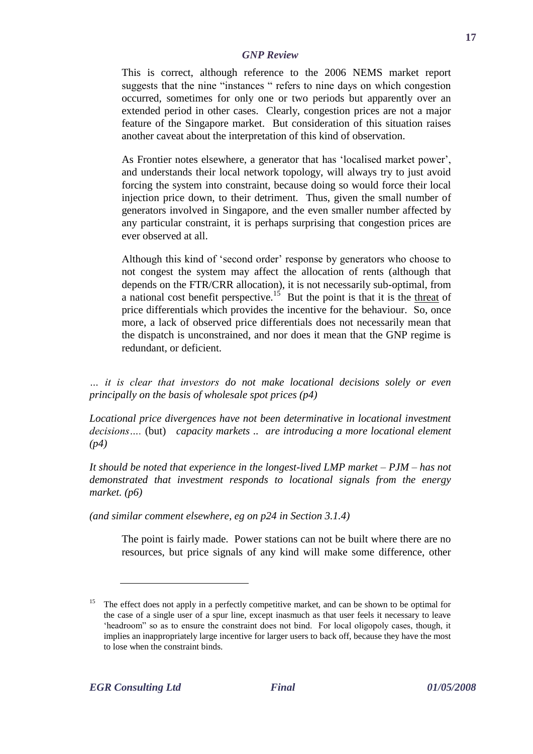This is correct, although reference to the 2006 NEMS market report suggests that the nine "instances " refers to nine days on which congestion occurred, sometimes for only one or two periods but apparently over an extended period in other cases. Clearly, congestion prices are not a major feature of the Singapore market. But consideration of this situation raises another caveat about the interpretation of this kind of observation.

As Frontier notes elsewhere, a generator that has 'localised market power', and understands their local network topology, will always try to just avoid forcing the system into constraint, because doing so would force their local injection price down, to their detriment. Thus, given the small number of generators involved in Singapore, and the even smaller number affected by any particular constraint, it is perhaps surprising that congestion prices are ever observed at all.

Although this kind of 'second order' response by generators who choose to not congest the system may affect the allocation of rents (although that depends on the FTR/CRR allocation), it is not necessarily sub-optimal, from a national cost benefit perspective.[15] But the point is that it is the <u>threat</u> of price differentials which provides the incentive for the behaviour. So, once more, a lack of observed price differentials does not necessarily mean that the dispatch is unconstrained, and nor does it mean that the GNP regime is redundant, or deficient.

*… it is clear that investors do not make locational decisions solely or even principally on the basis of wholesale spot prices (p4)*

*Locational price divergences have not been determinative in locational investment decisions….* (but) *capacity markets .. are introducing a more locational element (p4)*

*It should be noted that experience in the longest-lived LMP market – PJM – has not demonstrated that investment responds to locational signals from the energy market. (p6)*

*(and similar comment elsewhere, eg on p24 in Section 3.1.4)*

The point is fairly made. Power stations can not be built where there are no resources, but price signals of any kind will make some difference, other

---

[15] The effect does not apply in a perfectly competitive market, and can be shown to be optimal for the case of a single user of a spur line, except inasmuch as that user feels it necessary to leave 'headroom" so as to ensure the constraint does not bind. For local oligopoly cases, though, it implies an inappropriately large incentive for larger users to back off, because they have the most to lose when the constraint binds.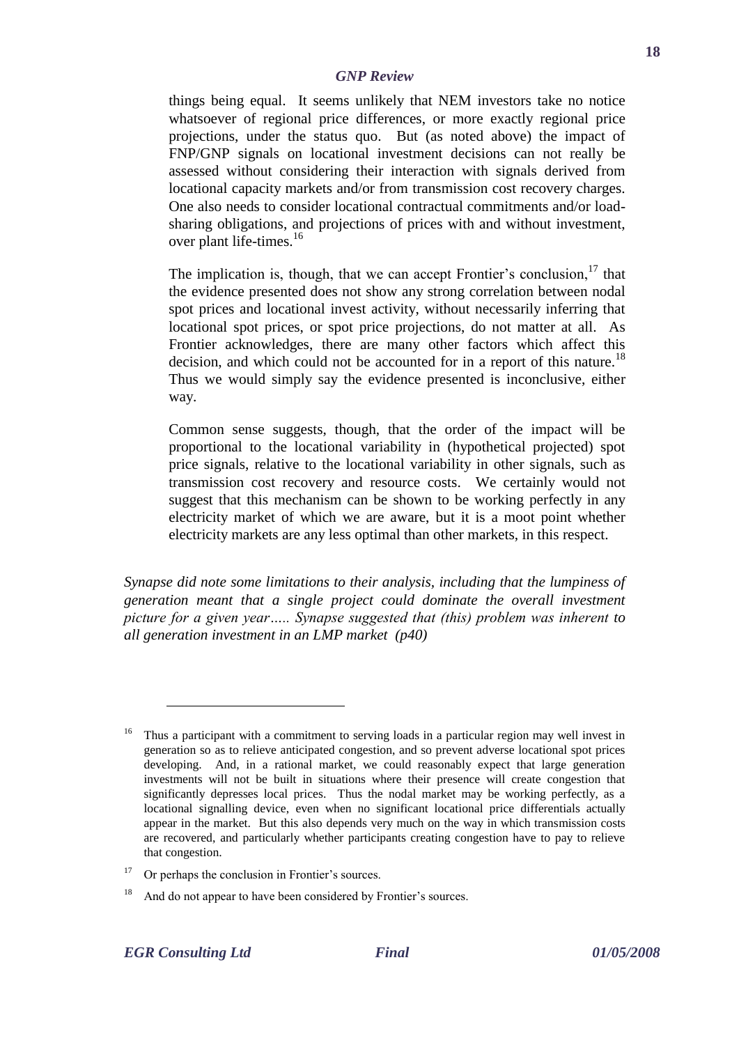things being equal. It seems unlikely that NEM investors take no notice whatsoever of regional price differences, or more exactly regional price projections, under the status quo. But (as noted above) the impact of FNP/GNP signals on locational investment decisions can not really be assessed without considering their interaction with signals derived from locational capacity markets and/or from transmission cost recovery charges. One also needs to consider locational contractual commitments and/or load-sharing obligations, and projections of prices with and without investment, over plant life-times.[16]

The implication is, though, that we can accept Frontier's conclusion,[17] that the evidence presented does not show any strong correlation between nodal spot prices and locational invest activity, without necessarily inferring that locational spot prices, or spot price projections, do not matter at all. As Frontier acknowledges, there are many other factors which affect this decision, and which could not be accounted for in a report of this nature.[18] Thus we would simply say the evidence presented is inconclusive, either way.

Common sense suggests, though, that the order of the impact will be proportional to the locational variability in (hypothetical projected) spot price signals, relative to the locational variability in other signals, such as transmission cost recovery and resource costs. We certainly would not suggest that this mechanism can be shown to be working perfectly in any electricity market of which we are aware, but it is a moot point whether electricity markets are any less optimal than other markets, in this respect.

*Synapse did note some limitations to their analysis, including that the lumpiness of generation meant that a single project could dominate the overall investment picture for a given year….. Synapse suggested that (this) problem was inherent to all generation investment in an LMP market (p40)*

---

[16] Thus a participant with a commitment to serving loads in a particular region may well invest in generation so as to relieve anticipated congestion, and so prevent adverse locational spot prices developing. And, in a rational market, we could reasonably expect that large generation investments will not be built in situations where their presence will create congestion that significantly depresses local prices. Thus the nodal market may be working perfectly, as a locational signalling device, even when no significant locational price differentials actually appear in the market. But this also depends very much on the way in which transmission costs are recovered, and particularly whether participants creating congestion have to pay to relieve that congestion.

[17] Or perhaps the conclusion in Frontier's sources.

[18] And do not appear to have been considered by Frontier's sources.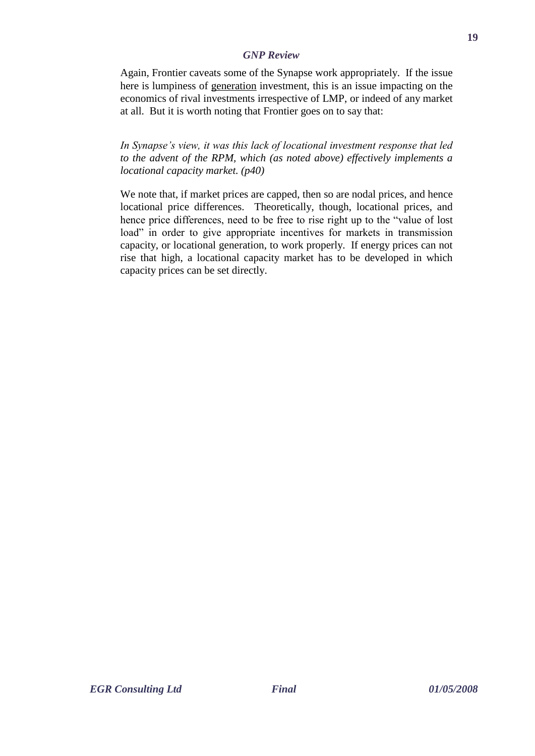Again, Frontier caveats some of the Synapse work appropriately. If the issue here is lumpiness of <u>generation</u> investment, this is an issue impacting on the economics of rival investments irrespective of LMP, or indeed of any market at all. But it is worth noting that Frontier goes on to say that:

*In Synapse's view, it was this lack of locational investment response that led to the advent of the RPM, which (as noted above) effectively implements a locational capacity market. (p40)*

We note that, if market prices are capped, then so are nodal prices, and hence locational price differences. Theoretically, though, locational prices, and hence price differences, need to be free to rise right up to the "value of lost load" in order to give appropriate incentives for markets in transmission capacity, or locational generation, to work properly. If energy prices can not rise that high, a locational capacity market has to be developed in which capacity prices can be set directly.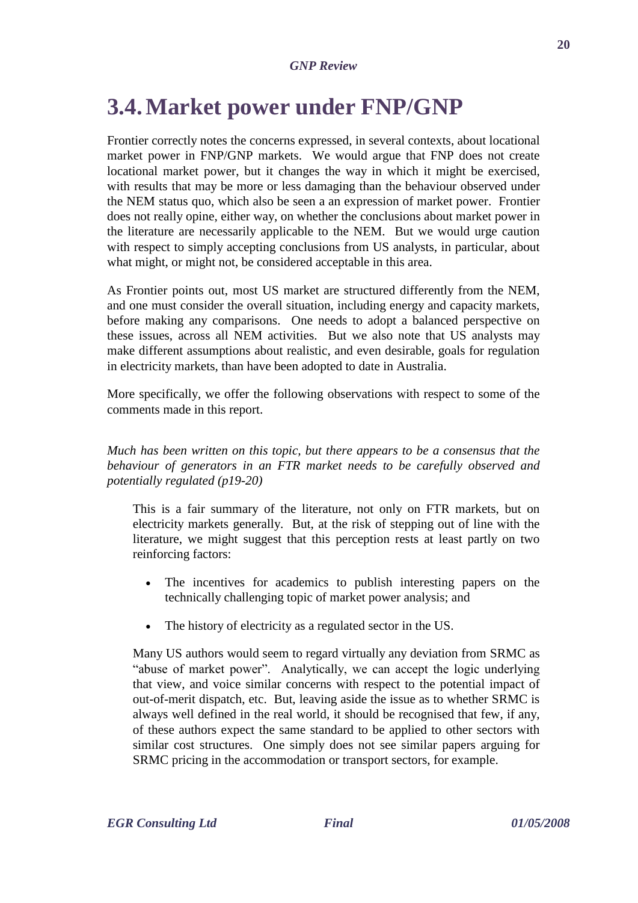# 3.4. Market power under FNP/GNP

Frontier correctly notes the concerns expressed, in several contexts, about locational market power in FNP/GNP markets. We would argue that FNP does not create locational market power, but it changes the way in which it might be exercised, with results that may be more or less damaging than the behaviour observed under the NEM status quo, which also be seen a an expression of market power. Frontier does not really opine, either way, on whether the conclusions about market power in the literature are necessarily applicable to the NEM. But we would urge caution with respect to simply accepting conclusions from US analysts, in particular, about what might, or might not, be considered acceptable in this area.

As Frontier points out, most US market are structured differently from the NEM, and one must consider the overall situation, including energy and capacity markets, before making any comparisons. One needs to adopt a balanced perspective on these issues, across all NEM activities. But we also note that US analysts may make different assumptions about realistic, and even desirable, goals for regulation in electricity markets, than have been adopted to date in Australia.

More specifically, we offer the following observations with respect to some of the comments made in this report.

*Much has been written on this topic, but there appears to be a consensus that the behaviour of generators in an FTR market needs to be carefully observed and potentially regulated (p19-20)*

> This is a fair summary of the literature, not only on FTR markets, but on electricity markets generally. But, at the risk of stepping out of line with the literature, we might suggest that this perception rests at least partly on two reinforcing factors:
>
> - The incentives for academics to publish interesting papers on the technically challenging topic of market power analysis; and
> - The history of electricity as a regulated sector in the US.
>
> Many US authors would seem to regard virtually any deviation from SRMC as "abuse of market power". Analytically, we can accept the logic underlying that view, and voice similar concerns with respect to the potential impact of out-of-merit dispatch, etc. But, leaving aside the issue as to whether SRMC is always well defined in the real world, it should be recognised that few, if any, of these authors expect the same standard to be applied to other sectors with similar cost structures. One simply does not see similar papers arguing for SRMC pricing in the accommodation or transport sectors, for example.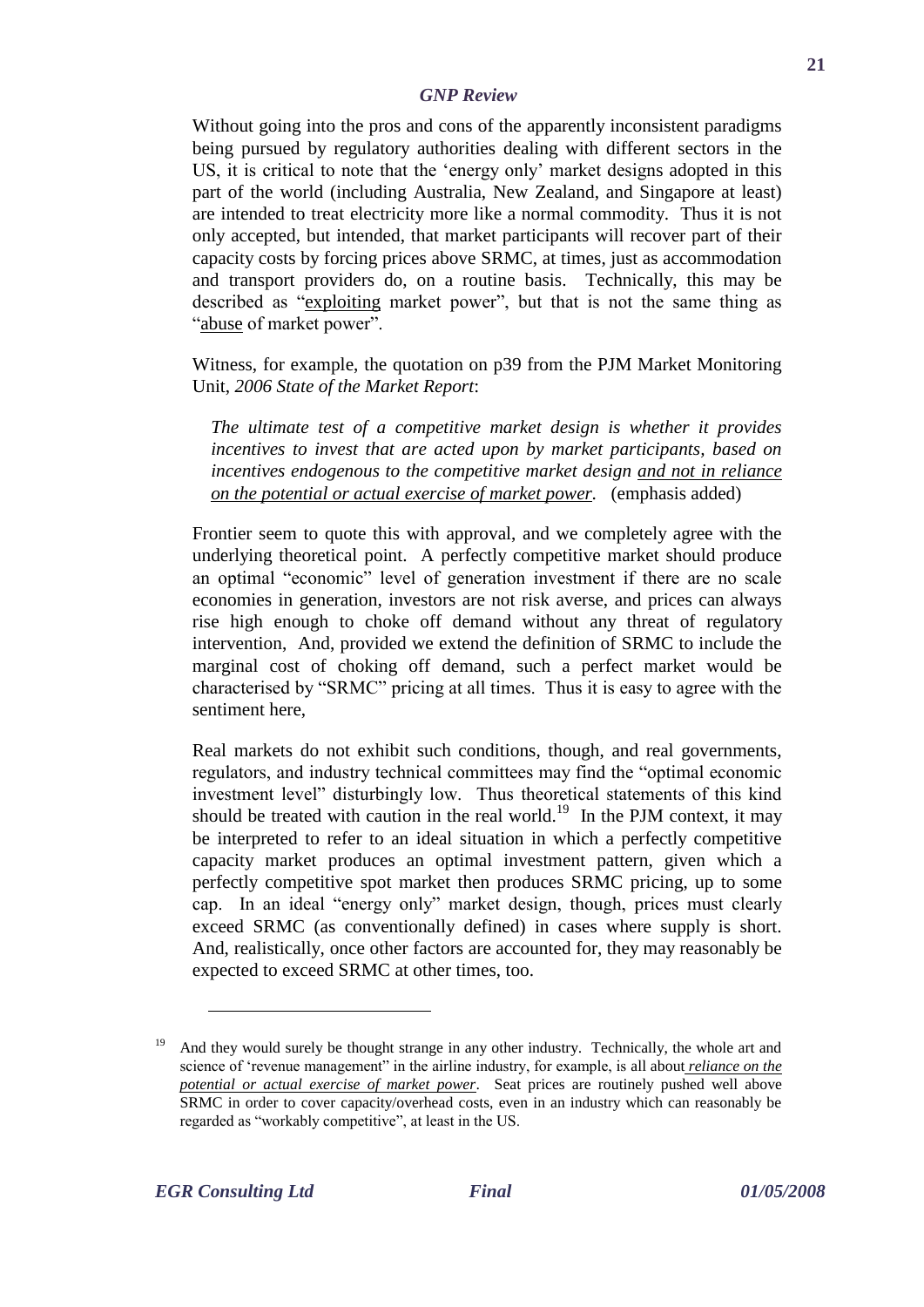Without going into the pros and cons of the apparently inconsistent paradigms being pursued by regulatory authorities dealing with different sectors in the US, it is critical to note that the 'energy only' market designs adopted in this part of the world (including Australia, New Zealand, and Singapore at least) are intended to treat electricity more like a normal commodity. Thus it is not only accepted, but intended, that market participants will recover part of their capacity costs by forcing prices above SRMC, at times, just as accommodation and transport providers do, on a routine basis. Technically, this may be described as "<u>exploiting</u> market power", but that is not the same thing as "<u>abuse</u> of market power".

Witness, for example, the quotation on p39 from the PJM Market Monitoring Unit, *2006 State of the Market Report*:

> *The ultimate test of a competitive market design is whether it provides incentives to invest that are acted upon by market participants, based on incentives endogenous to the competitive market design <u>and not in reliance on the potential or actual exercise of market power</u>.* (emphasis added)

Frontier seem to quote this with approval, and we completely agree with the underlying theoretical point. A perfectly competitive market should produce an optimal "economic" level of generation investment if there are no scale economies in generation, investors are not risk averse, and prices can always rise high enough to choke off demand without any threat of regulatory intervention, And, provided we extend the definition of SRMC to include the marginal cost of choking off demand, such a perfect market would be characterised by "SRMC" pricing at all times. Thus it is easy to agree with the sentiment here,

Real markets do not exhibit such conditions, though, and real governments, regulators, and industry technical committees may find the "optimal economic investment level" disturbingly low. Thus theoretical statements of this kind should be treated with caution in the real world.[19] In the PJM context, it may be interpreted to refer to an ideal situation in which a perfectly competitive capacity market produces an optimal investment pattern, given which a perfectly competitive spot market then produces SRMC pricing, up to some cap. In an ideal "energy only" market design, though, prices must clearly exceed SRMC (as conventionally defined) in cases where supply is short. And, realistically, once other factors are accounted for, they may reasonably be expected to exceed SRMC at other times, too.

---

[19] And they would surely be thought strange in any other industry. Technically, the whole art and science of 'revenue management" in the airline industry, for example, is all about ***<u>reliance on the potential or actual exercise of market power</u>***. Seat prices are routinely pushed well above SRMC in order to cover capacity/overhead costs, even in an industry which can reasonably be regarded as "workably competitive", at least in the US.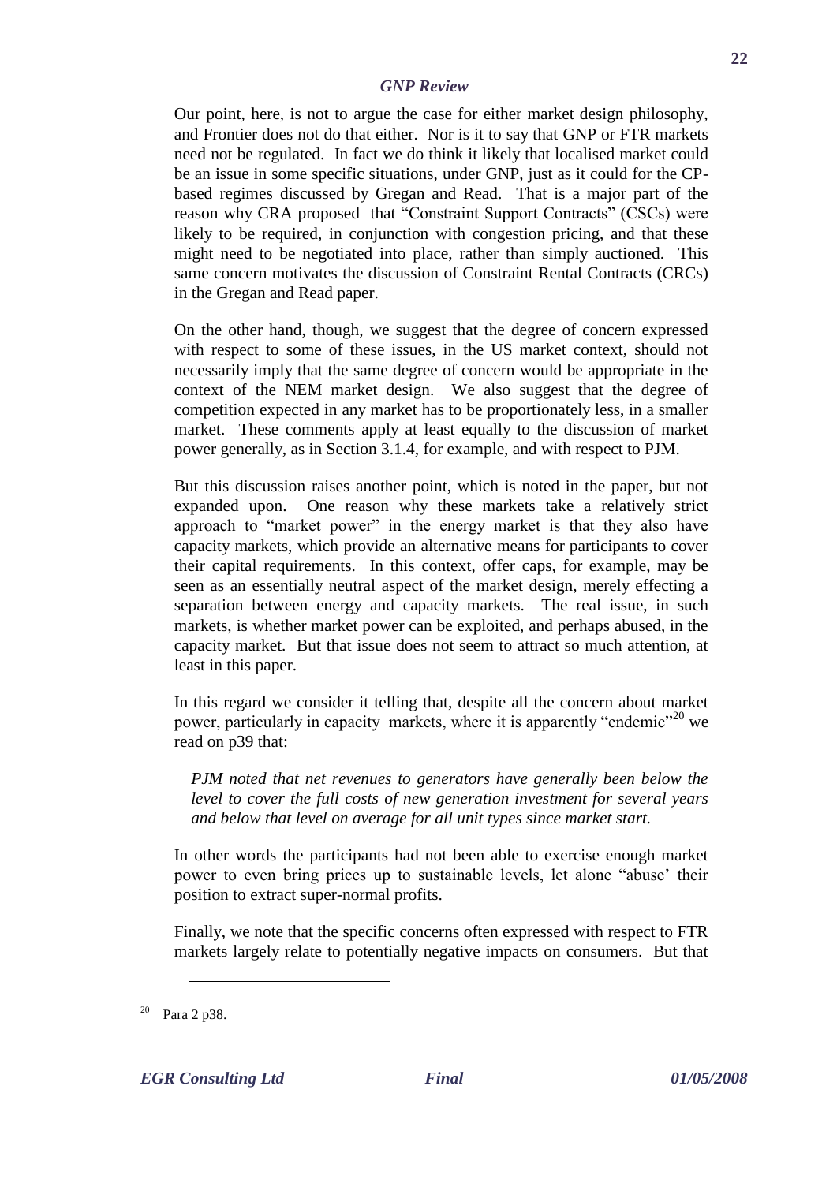Our point, here, is not to argue the case for either market design philosophy, and Frontier does not do that either. Nor is it to say that GNP or FTR markets need not be regulated. In fact we do think it likely that localised market could be an issue in some specific situations, under GNP, just as it could for the CP-based regimes discussed by Gregan and Read. That is a major part of the reason why CRA proposed that "Constraint Support Contracts" (CSCs) were likely to be required, in conjunction with congestion pricing, and that these might need to be negotiated into place, rather than simply auctioned. This same concern motivates the discussion of Constraint Rental Contracts (CRCs) in the Gregan and Read paper.

On the other hand, though, we suggest that the degree of concern expressed with respect to some of these issues, in the US market context, should not necessarily imply that the same degree of concern would be appropriate in the context of the NEM market design. We also suggest that the degree of competition expected in any market has to be proportionately less, in a smaller market. These comments apply at least equally to the discussion of market power generally, as in Section 3.1.4, for example, and with respect to PJM.

But this discussion raises another point, which is noted in the paper, but not expanded upon. One reason why these markets take a relatively strict approach to "market power" in the energy market is that they also have capacity markets, which provide an alternative means for participants to cover their capital requirements. In this context, offer caps, for example, may be seen as an essentially neutral aspect of the market design, merely effecting a separation between energy and capacity markets. The real issue, in such markets, is whether market power can be exploited, and perhaps abused, in the capacity market. But that issue does not seem to attract so much attention, at least in this paper.

In this regard we consider it telling that, despite all the concern about market power, particularly in capacity markets, where it is apparently "endemic"[20] we read on p39 that:

> *PJM noted that net revenues to generators have generally been below the level to cover the full costs of new generation investment for several years and below that level on average for all unit types since market start.*

In other words the participants had not been able to exercise enough market power to even bring prices up to sustainable levels, let alone "abuse' their position to extract super-normal profits.

Finally, we note that the specific concerns often expressed with respect to FTR markets largely relate to potentially negative impacts on consumers. But that

---

[20] Para 2 p38.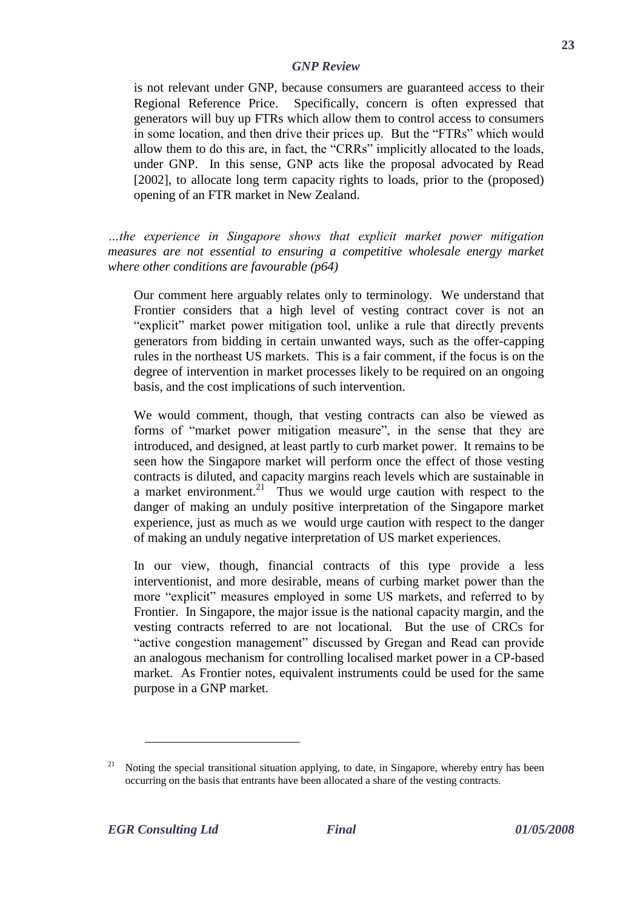is not relevant under GNP, because consumers are guaranteed access to their Regional Reference Price. Specifically, concern is often expressed that generators will buy up FTRs which allow them to control access to consumers in some location, and then drive their prices up. But the "FTRs" which would allow them to do this are, in fact, the "CRRs" implicitly allocated to the loads, under GNP. In this sense, GNP acts like the proposal advocated by Read [2002], to allocate long term capacity rights to loads, prior to the (proposed) opening of an FTR market in New Zealand.

*…the experience in Singapore shows that explicit market power mitigation measures are not essential to ensuring a competitive wholesale energy market where other conditions are favourable (p64)*

Our comment here arguably relates only to terminology. We understand that Frontier considers that a high level of vesting contract cover is not an "explicit" market power mitigation tool, unlike a rule that directly prevents generators from bidding in certain unwanted ways, such as the offer-capping rules in the northeast US markets. This is a fair comment, if the focus is on the degree of intervention in market processes likely to be required on an ongoing basis, and the cost implications of such intervention.

We would comment, though, that vesting contracts can also be viewed as forms of "market power mitigation measure", in the sense that they are introduced, and designed, at least partly to curb market power. It remains to be seen how the Singapore market will perform once the effect of those vesting contracts is diluted, and capacity margins reach levels which are sustainable in a market environment.[21] Thus we would urge caution with respect to the danger of making an unduly positive interpretation of the Singapore market experience, just as much as we would urge caution with respect to the danger of making an unduly negative interpretation of US market experiences.

In our view, though, financial contracts of this type provide a less interventionist, and more desirable, means of curbing market power than the more "explicit" measures employed in some US markets, and referred to by Frontier. In Singapore, the major issue is the national capacity margin, and the vesting contracts referred to are not locational. But the use of CRCs for "active congestion management" discussed by Gregan and Read can provide an analogous mechanism for controlling localised market power in a CP-based market. As Frontier notes, equivalent instruments could be used for the same purpose in a GNP market.

[21] Noting the special transitional situation applying, to date, in Singapore, whereby entry has been occurring on the basis that entrants have been allocated a share of the vesting contracts.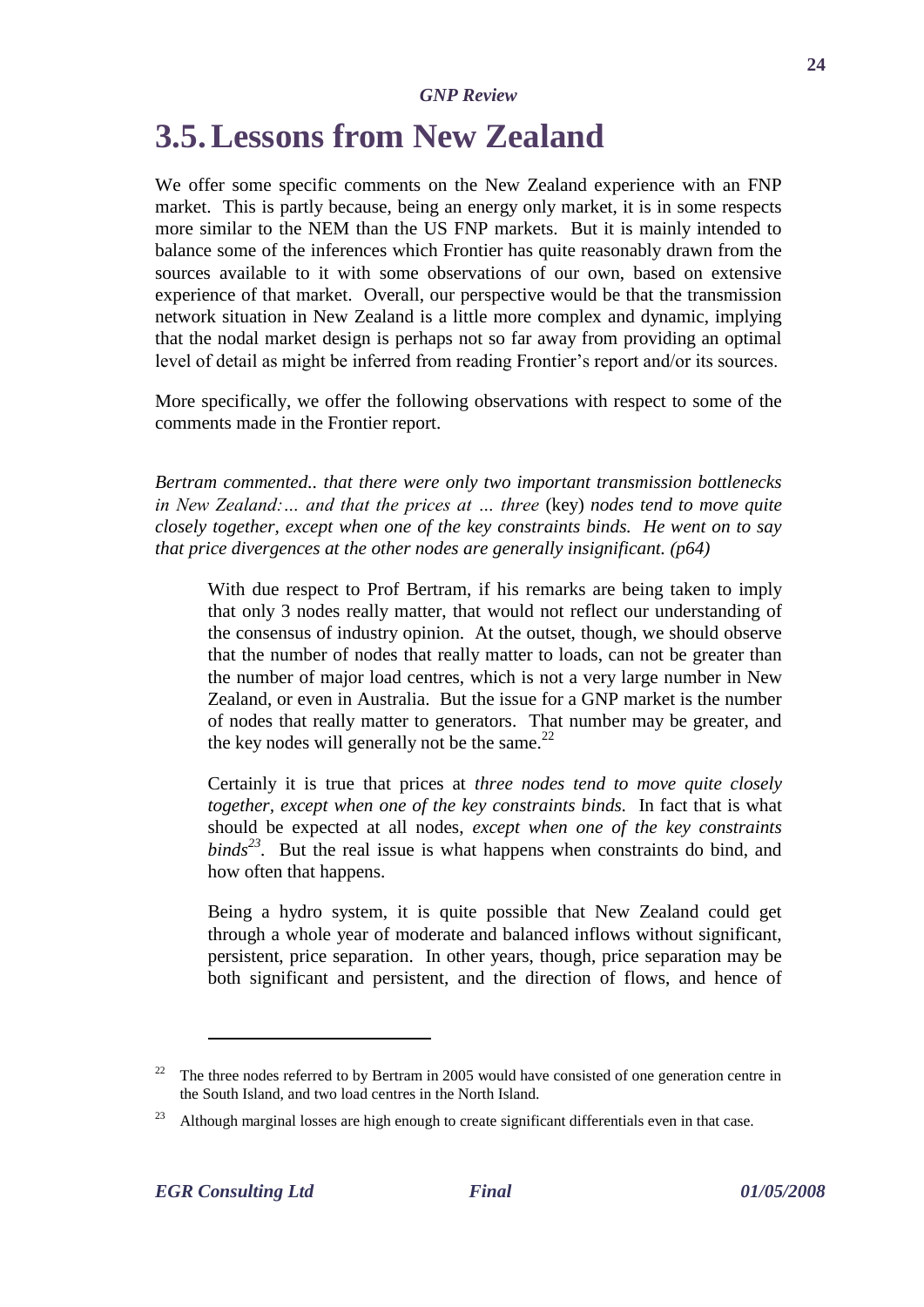# 3.5. Lessons from New Zealand

We offer some specific comments on the New Zealand experience with an FNP market. This is partly because, being an energy only market, it is in some respects more similar to the NEM than the US FNP markets. But it is mainly intended to balance some of the inferences which Frontier has quite reasonably drawn from the sources available to it with some observations of our own, based on extensive experience of that market. Overall, our perspective would be that the transmission network situation in New Zealand is a little more complex and dynamic, implying that the nodal market design is perhaps not so far away from providing an optimal level of detail as might be inferred from reading Frontier's report and/or its sources.

More specifically, we offer the following observations with respect to some of the comments made in the Frontier report.

*Bertram commented.. that there were only two important transmission bottlenecks in New Zealand:… and that the prices at … three* (key) *nodes tend to move quite closely together, except when one of the key constraints binds. He went on to say that price divergences at the other nodes are generally insignificant. (p64)*

> With due respect to Prof Bertram, if his remarks are being taken to imply that only 3 nodes really matter, that would not reflect our understanding of the consensus of industry opinion. At the outset, though, we should observe that the number of nodes that really matter to loads, can not be greater than the number of major load centres, which is not a very large number in New Zealand, or even in Australia. But the issue for a GNP market is the number of nodes that really matter to generators. That number may be greater, and the key nodes will generally not be the same.[22]
>
> Certainly it is true that prices at *three nodes tend to move quite closely together, except when one of the key constraints binds.* In fact that is what should be expected at all nodes, *except when one of the key constraints binds*[23]. But the real issue is what happens when constraints do bind, and how often that happens.
>
> Being a hydro system, it is quite possible that New Zealand could get through a whole year of moderate and balanced inflows without significant, persistent, price separation. In other years, though, price separation may be both significant and persistent, and the direction of flows, and hence of

---

[22] The three nodes referred to by Bertram in 2005 would have consisted of one generation centre in the South Island, and two load centres in the North Island.

[23] Although marginal losses are high enough to create significant differentials even in that case.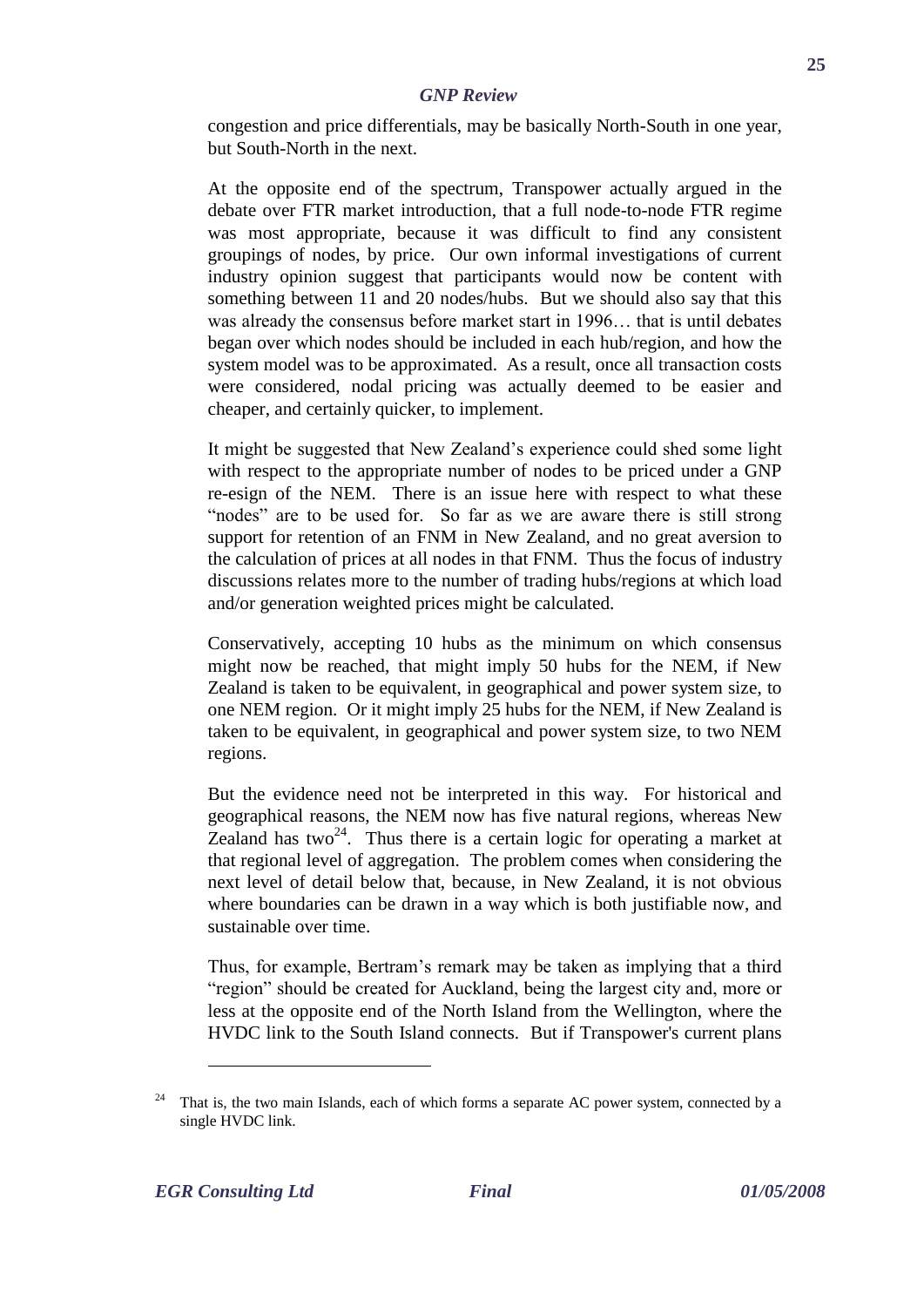congestion and price differentials, may be basically North-South in one year, but South-North in the next.

At the opposite end of the spectrum, Transpower actually argued in the debate over FTR market introduction, that a full node-to-node FTR regime was most appropriate, because it was difficult to find any consistent groupings of nodes, by price. Our own informal investigations of current industry opinion suggest that participants would now be content with something between 11 and 20 nodes/hubs. But we should also say that this was already the consensus before market start in 1996… that is until debates began over which nodes should be included in each hub/region, and how the system model was to be approximated. As a result, once all transaction costs were considered, nodal pricing was actually deemed to be easier and cheaper, and certainly quicker, to implement.

It might be suggested that New Zealand's experience could shed some light with respect to the appropriate number of nodes to be priced under a GNP re-esign of the NEM. There is an issue here with respect to what these "nodes" are to be used for. So far as we are aware there is still strong support for retention of an FNM in New Zealand, and no great aversion to the calculation of prices at all nodes in that FNM. Thus the focus of industry discussions relates more to the number of trading hubs/regions at which load and/or generation weighted prices might be calculated.

Conservatively, accepting 10 hubs as the minimum on which consensus might now be reached, that might imply 50 hubs for the NEM, if New Zealand is taken to be equivalent, in geographical and power system size, to one NEM region. Or it might imply 25 hubs for the NEM, if New Zealand is taken to be equivalent, in geographical and power system size, to two NEM regions.

But the evidence need not be interpreted in this way. For historical and geographical reasons, the NEM now has five natural regions, whereas New Zealand has two[24]. Thus there is a certain logic for operating a market at that regional level of aggregation. The problem comes when considering the next level of detail below that, because, in New Zealand, it is not obvious where boundaries can be drawn in a way which is both justifiable now, and sustainable over time.

Thus, for example, Bertram's remark may be taken as implying that a third "region" should be created for Auckland, being the largest city and, more or less at the opposite end of the North Island from the Wellington, where the HVDC link to the South Island connects. But if Transpower's current plans

[24] That is, the two main Islands, each of which forms a separate AC power system, connected by a single HVDC link.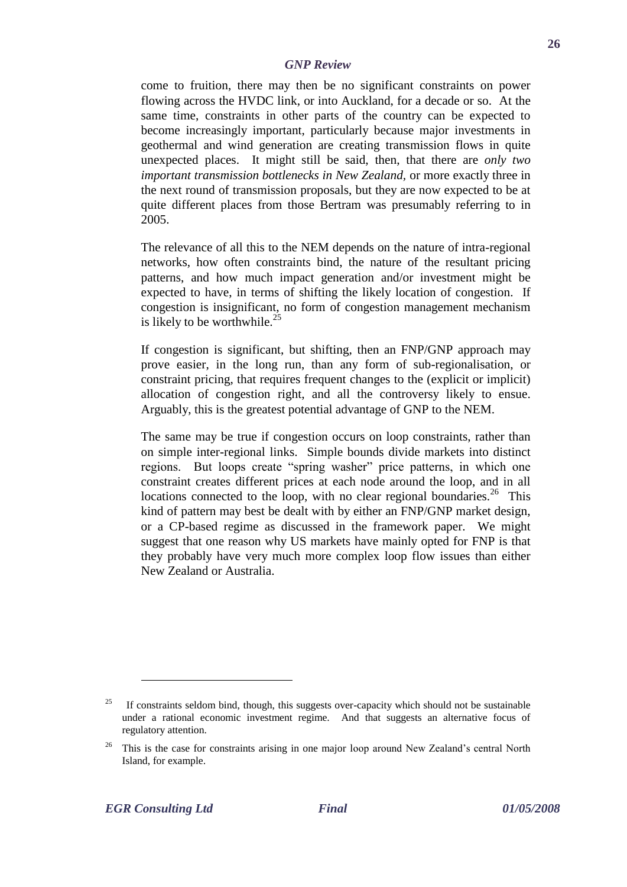come to fruition, there may then be no significant constraints on power flowing across the HVDC link, or into Auckland, for a decade or so. At the same time, constraints in other parts of the country can be expected to become increasingly important, particularly because major investments in geothermal and wind generation are creating transmission flows in quite unexpected places. It might still be said, then, that there are *only two important transmission bottlenecks in New Zealand*, or more exactly three in the next round of transmission proposals, but they are now expected to be at quite different places from those Bertram was presumably referring to in 2005.

The relevance of all this to the NEM depends on the nature of intra-regional networks, how often constraints bind, the nature of the resultant pricing patterns, and how much impact generation and/or investment might be expected to have, in terms of shifting the likely location of congestion. If congestion is insignificant, no form of congestion management mechanism is likely to be worthwhile.[25]

If congestion is significant, but shifting, then an FNP/GNP approach may prove easier, in the long run, than any form of sub-regionalisation, or constraint pricing, that requires frequent changes to the (explicit or implicit) allocation of congestion right, and all the controversy likely to ensue. Arguably, this is the greatest potential advantage of GNP to the NEM.

The same may be true if congestion occurs on loop constraints, rather than on simple inter-regional links. Simple bounds divide markets into distinct regions. But loops create "spring washer" price patterns, in which one constraint creates different prices at each node around the loop, and in all locations connected to the loop, with no clear regional boundaries.[26] This kind of pattern may best be dealt with by either an FNP/GNP market design, or a CP-based regime as discussed in the framework paper. We might suggest that one reason why US markets have mainly opted for FNP is that they probably have very much more complex loop flow issues than either New Zealand or Australia.

---

[25] If constraints seldom bind, though, this suggests over-capacity which should not be sustainable under a rational economic investment regime. And that suggests an alternative focus of regulatory attention.

[26] This is the case for constraints arising in one major loop around New Zealand's central North Island, for example.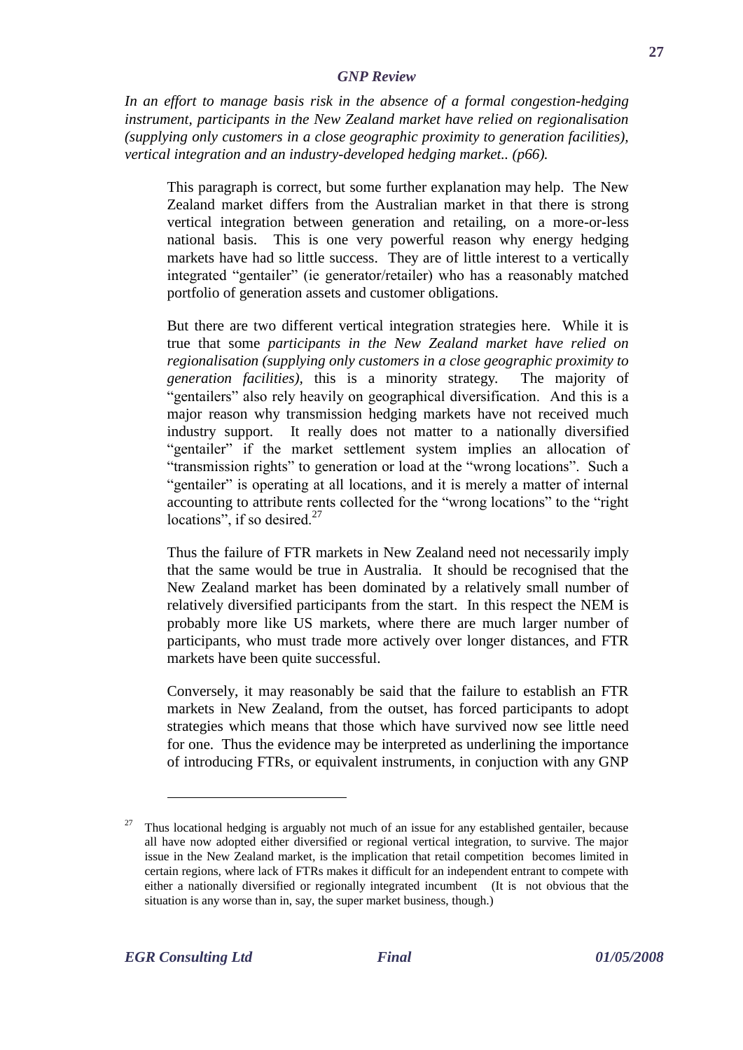*In an effort to manage basis risk in the absence of a formal congestion-hedging instrument, participants in the New Zealand market have relied on regionalisation (supplying only customers in a close geographic proximity to generation facilities), vertical integration and an industry-developed hedging market.. (p66).*

> This paragraph is correct, but some further explanation may help. The New Zealand market differs from the Australian market in that there is strong vertical integration between generation and retailing, on a more-or-less national basis. This is one very powerful reason why energy hedging markets have had so little success. They are of little interest to a vertically integrated "gentailer" (ie generator/retailer) who has a reasonably matched portfolio of generation assets and customer obligations.
>
> But there are two different vertical integration strategies here. While it is true that some *participants in the New Zealand market have relied on regionalisation (supplying only customers in a close geographic proximity to generation facilities)*, this is a minority strategy. The majority of "gentailers" also rely heavily on geographical diversification. And this is a major reason why transmission hedging markets have not received much industry support. It really does not matter to a nationally diversified "gentailer" if the market settlement system implies an allocation of "transmission rights" to generation or load at the "wrong locations". Such a "gentailer" is operating at all locations, and it is merely a matter of internal accounting to attribute rents collected for the "wrong locations" to the "right locations", if so desired.[27]
>
> Thus the failure of FTR markets in New Zealand need not necessarily imply that the same would be true in Australia. It should be recognised that the New Zealand market has been dominated by a relatively small number of relatively diversified participants from the start. In this respect the NEM is probably more like US markets, where there are much larger number of participants, who must trade more actively over longer distances, and FTR markets have been quite successful.
>
> Conversely, it may reasonably be said that the failure to establish an FTR markets in New Zealand, from the outset, has forced participants to adopt strategies which means that those which have survived now see little need for one. Thus the evidence may be interpreted as underlining the importance of introducing FTRs, or equivalent instruments, in conjuction with any GNP

---

[27] Thus locational hedging is arguably not much of an issue for any established gentailer, because all have now adopted either diversified or regional vertical integration, to survive. The major issue in the New Zealand market, is the implication that retail competition becomes limited in certain regions, where lack of FTRs makes it difficult for an independent entrant to compete with either a nationally diversified or regionally integrated incumbent (It is not obvious that the situation is any worse than in, say, the super market business, though.)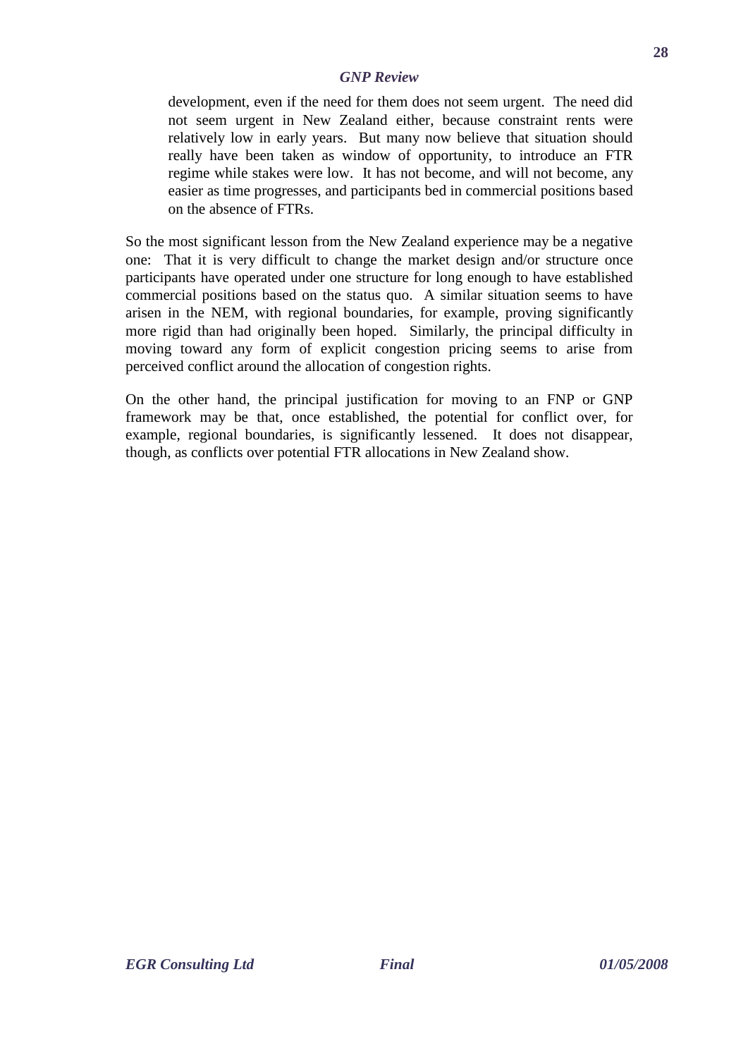> development, even if the need for them does not seem urgent. The need did not seem urgent in New Zealand either, because constraint rents were relatively low in early years. But many now believe that situation should really have been taken as window of opportunity, to introduce an FTR regime while stakes were low. It has not become, and will not become, any easier as time progresses, and participants bed in commercial positions based on the absence of FTRs.

So the most significant lesson from the New Zealand experience may be a negative one: That it is very difficult to change the market design and/or structure once participants have operated under one structure for long enough to have established commercial positions based on the status quo. A similar situation seems to have arisen in the NEM, with regional boundaries, for example, proving significantly more rigid than had originally been hoped. Similarly, the principal difficulty in moving toward any form of explicit congestion pricing seems to arise from perceived conflict around the allocation of congestion rights.

On the other hand, the principal justification for moving to an FNP or GNP framework may be that, once established, the potential for conflict over, for example, regional boundaries, is significantly lessened. It does not disappear, though, as conflicts over potential FTR allocations in New Zealand show.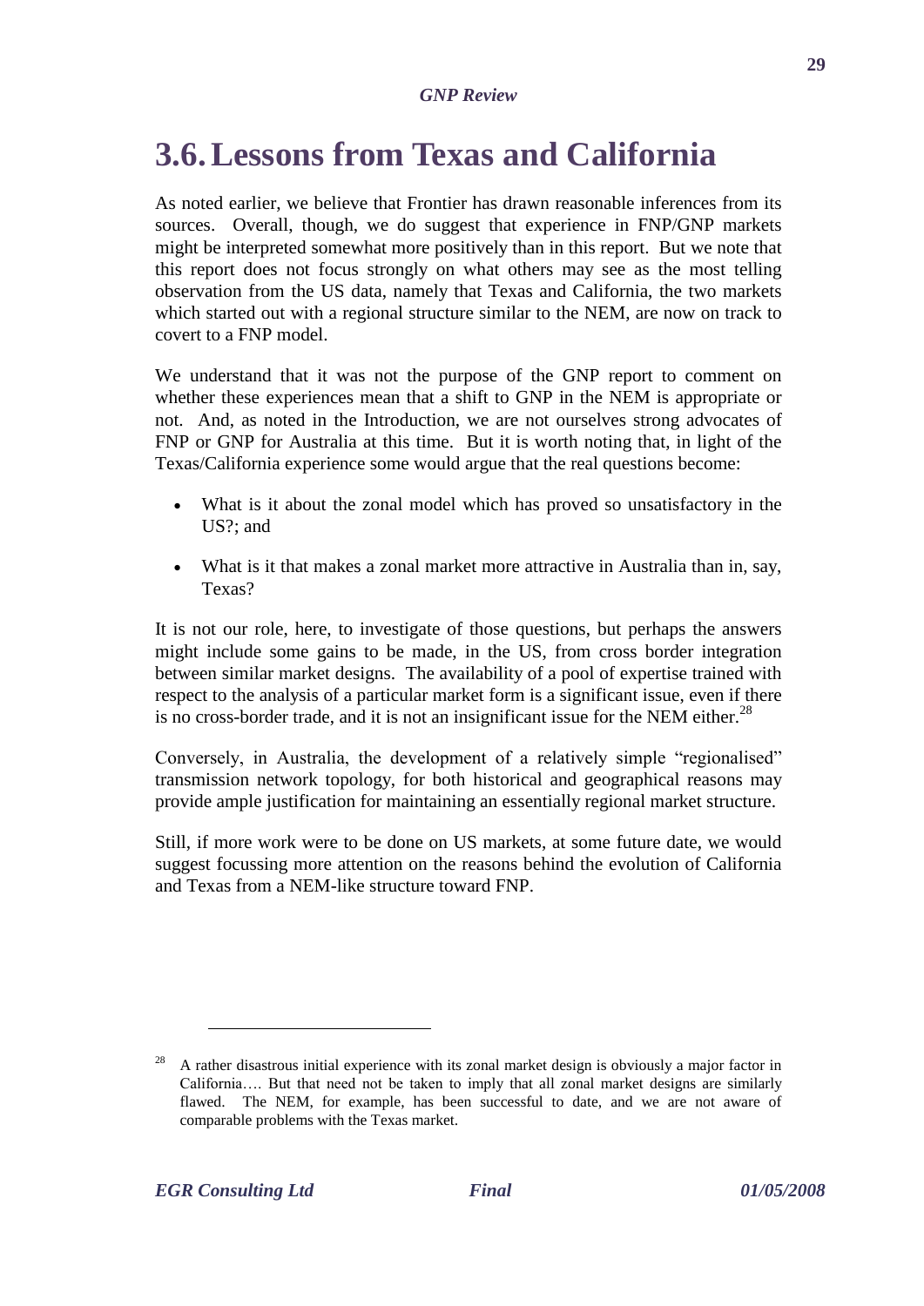# 3.6. Lessons from Texas and California

As noted earlier, we believe that Frontier has drawn reasonable inferences from its sources. Overall, though, we do suggest that experience in FNP/GNP markets might be interpreted somewhat more positively than in this report. But we note that this report does not focus strongly on what others may see as the most telling observation from the US data, namely that Texas and California, the two markets which started out with a regional structure similar to the NEM, are now on track to covert to a FNP model.

We understand that it was not the purpose of the GNP report to comment on whether these experiences mean that a shift to GNP in the NEM is appropriate or not. And, as noted in the Introduction, we are not ourselves strong advocates of FNP or GNP for Australia at this time. But it is worth noting that, in light of the Texas/California experience some would argue that the real questions become:

- What is it about the zonal model which has proved so unsatisfactory in the US?; and
- What is it that makes a zonal market more attractive in Australia than in, say, Texas?

It is not our role, here, to investigate of those questions, but perhaps the answers might include some gains to be made, in the US, from cross border integration between similar market designs. The availability of a pool of expertise trained with respect to the analysis of a particular market form is a significant issue, even if there is no cross-border trade, and it is not an insignificant issue for the NEM either.[28]

Conversely, in Australia, the development of a relatively simple "regionalised" transmission network topology, for both historical and geographical reasons may provide ample justification for maintaining an essentially regional market structure.

Still, if more work were to be done on US markets, at some future date, we would suggest focussing more attention on the reasons behind the evolution of California and Texas from a NEM-like structure toward FNP.

[28] A rather disastrous initial experience with its zonal market design is obviously a major factor in California…. But that need not be taken to imply that all zonal market designs are similarly flawed. The NEM, for example, has been successful to date, and we are not aware of comparable problems with the Texas market.